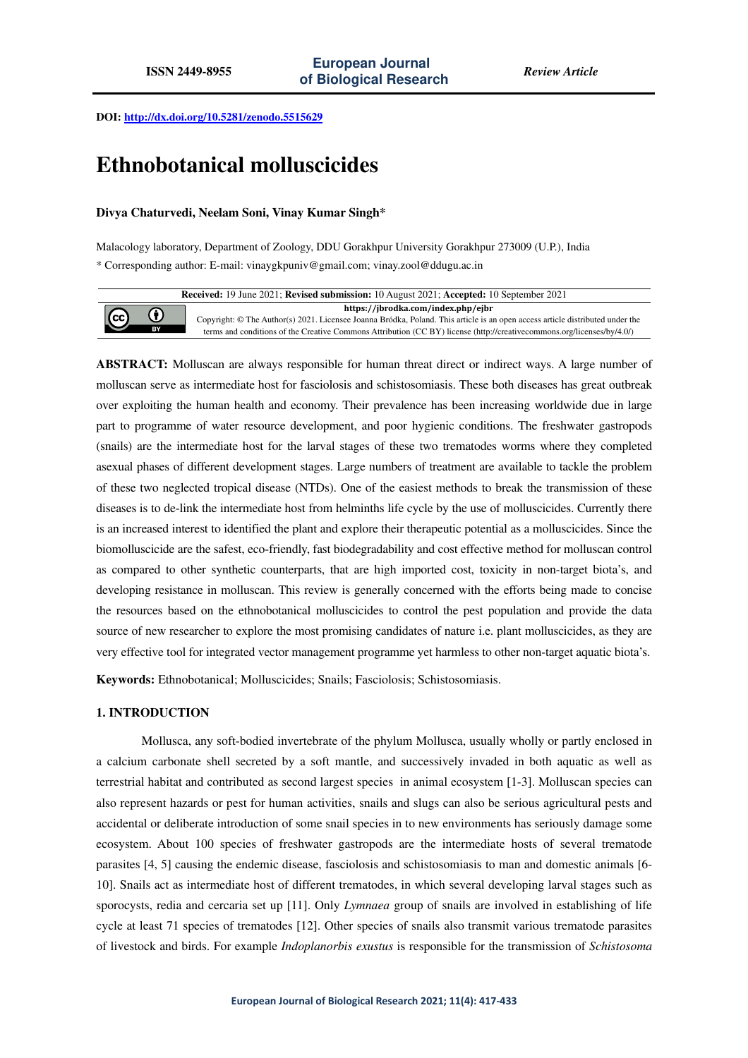ISSN 2449-8955 | European Journal of Biological Research | *Review Article*

**DOI:** http://dx.doi.org/10.5281/zenodo.5515629

# Ethnobotanical molluscicides

**Divya Chaturvedi, Neelam Soni, Vinay Kumar Singh***

Malacology laboratory, Department of Zoology, DDU Gorakhpur University Gorakhpur 273009 (U.P.), India

* Corresponding author: E-mail: vinaygkpuniv@gmail.com; vinay.zool@ddugu.ac.in

**Received:** 19 June 2021; **Revised submission:** 10 August 2021; **Accepted:** 10 September 2021

https://jbrodka.com/index.php/ejbr

Copyright: © The Author(s) 2021. Licensee Joanna Bródka, Poland. This article is an open access article distributed under the terms and conditions of the Creative Commons Attribution (CC BY) license (http://creativecommons.org/licenses/by/4.0/)

**ABSTRACT:** Molluscan are always responsible for human threat direct or indirect ways. A large number of molluscan serve as intermediate host for fasciolosis and schistosomiasis. These both diseases has great outbreak over exploiting the human health and economy. Their prevalence has been increasing worldwide due in large part to programme of water resource development, and poor hygienic conditions. The freshwater gastropods (snails) are the intermediate host for the larval stages of these two trematodes worms where they completed asexual phases of different development stages. Large numbers of treatment are available to tackle the problem of these two neglected tropical disease (NTDs). One of the easiest methods to break the transmission of these diseases is to de-link the intermediate host from helminths life cycle by the use of molluscicides. Currently there is an increased interest to identified the plant and explore their therapeutic potential as a molluscicides. Since the biomolluscicide are the safest, eco-friendly, fast biodegradability and cost effective method for molluscan control as compared to other synthetic counterparts, that are high imported cost, toxicity in non-target biota's, and developing resistance in molluscan. This review is generally concerned with the efforts being made to concise the resources based on the ethnobotanical molluscicides to control the pest population and provide the data source of new researcher to explore the most promising candidates of nature i.e. plant molluscicides, as they are very effective tool for integrated vector management programme yet harmless to other non-target aquatic biota's.

**Keywords:** Ethnobotanical; Molluscicides; Snails; Fasciolosis; Schistosomiasis.

## 1. INTRODUCTION

Mollusca, any soft-bodied invertebrate of the phylum Mollusca, usually wholly or partly enclosed in a calcium carbonate shell secreted by a soft mantle, and successively invaded in both aquatic as well as terrestrial habitat and contributed as second largest species in animal ecosystem [1-3]. Molluscan species can also represent hazards or pest for human activities, snails and slugs can also be serious agricultural pests and accidental or deliberate introduction of some snail species in to new environments has seriously damage some ecosystem. About 100 species of freshwater gastropods are the intermediate hosts of several trematode parasites [4, 5] causing the endemic disease, fasciolosis and schistosomiasis to man and domestic animals [6-10]. Snails act as intermediate host of different trematodes, in which several developing larval stages such as sporocysts, redia and cercaria set up [11]. Only *Lymnaea* group of snails are involved in establishing of life cycle at least 71 species of trematodes [12]. Other species of snails also transmit various trematode parasites of livestock and birds. For example *Indoplanorbis exustus* is responsible for the transmission of *Schistosoma*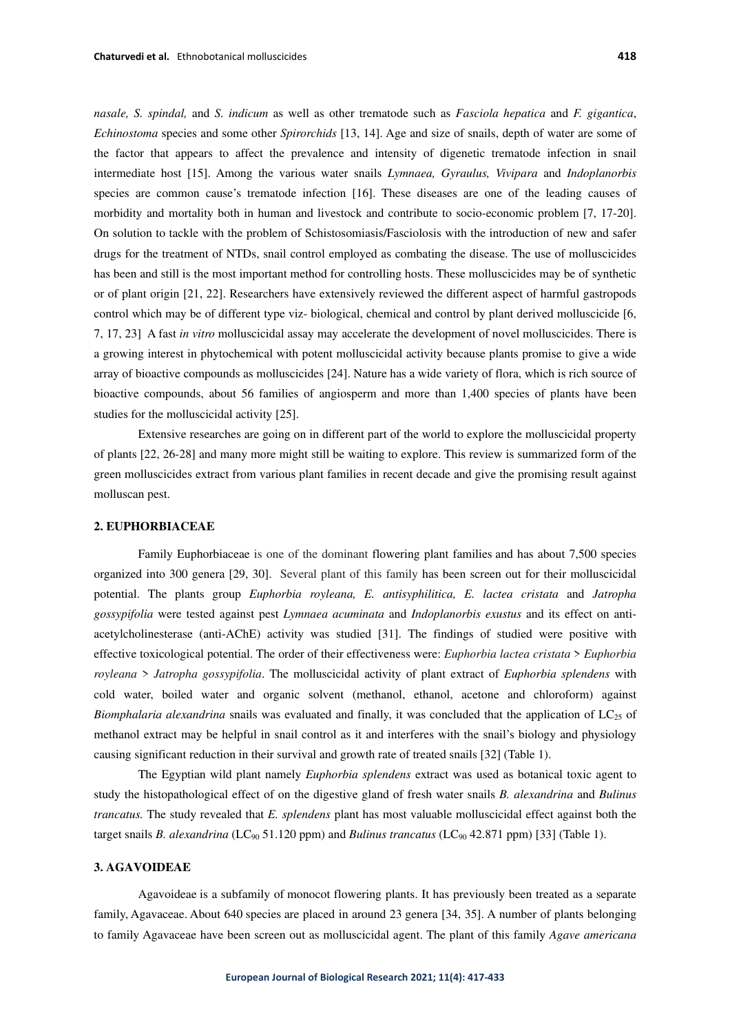*nasale, S. spindal,* and *S. indicum* as well as other trematode such as *Fasciola hepatica* and *F. gigantica*, *Echinostoma* species and some other *Spirorchids* [13, 14]. Age and size of snails, depth of water are some of the factor that appears to affect the prevalence and intensity of digenetic trematode infection in snail intermediate host [15]. Among the various water snails *Lymnaea, Gyraulus, Vivipara* and *Indoplanorbis* species are common cause's trematode infection [16]. These diseases are one of the leading causes of morbidity and mortality both in human and livestock and contribute to socio-economic problem [7, 17-20]. On solution to tackle with the problem of Schistosomiasis/Fasciolosis with the introduction of new and safer drugs for the treatment of NTDs, snail control employed as combating the disease. The use of molluscicides has been and still is the most important method for controlling hosts. These molluscicides may be of synthetic or of plant origin [21, 22]. Researchers have extensively reviewed the different aspect of harmful gastropods control which may be of different type viz- biological, chemical and control by plant derived molluscicide [6, 7, 17, 23] A fast *in vitro* molluscicidal assay may accelerate the development of novel molluscicides. There is a growing interest in phytochemical with potent molluscicidal activity because plants promise to give a wide array of bioactive compounds as molluscicides [24]. Nature has a wide variety of flora, which is rich source of bioactive compounds, about 56 families of angiosperm and more than 1,400 species of plants have been studies for the molluscicidal activity [25].

Extensive researches are going on in different part of the world to explore the molluscicidal property of plants [22, 26-28] and many more might still be waiting to explore. This review is summarized form of the green molluscicides extract from various plant families in recent decade and give the promising result against molluscan pest.

## 2. EUPHORBIACEAE

Family Euphorbiaceae is one of the dominant flowering plant families and has about 7,500 species organized into 300 genera [29, 30]. Several plant of this family has been screen out for their molluscicidal potential. The plants group *Euphorbia royleana, E. antisyphilitica, E. lactea cristata* and *Jatropha gossypifolia* were tested against pest *Lymnaea acuminata* and *Indoplanorbis exustus* and its effect on anti-acetylcholinesterase (anti-AChE) activity was studied [31]. The findings of studied were positive with effective toxicological potential. The order of their effectiveness were: *Euphorbia lactea cristata* > *Euphorbia royleana* > *Jatropha gossypifolia*. The molluscicidal activity of plant extract of *Euphorbia splendens* with cold water, boiled water and organic solvent (methanol, ethanol, acetone and chloroform) against *Biomphalaria alexandrina* snails was evaluated and finally, it was concluded that the application of $LC_{25}$ of methanol extract may be helpful in snail control as it and interferes with the snail's biology and physiology causing significant reduction in their survival and growth rate of treated snails [32] (Table 1).

The Egyptian wild plant namely *Euphorbia splendens* extract was used as botanical toxic agent to study the histopathological effect of on the digestive gland of fresh water snails *B. alexandrina* and *Bulinus trancatus.* The study revealed that *E. splendens* plant has most valuable molluscicidal effect against both the target snails *B. alexandrina* ($LC_{90}$ 51.120 ppm) and *Bulinus trancatus* ($LC_{90}$ 42.871 ppm) [33] (Table 1).

## 3. AGAVOIDEAE

Agavoideae is a subfamily of monocot flowering plants. It has previously been treated as a separate family, Agavaceae. About 640 species are placed in around 23 genera [34, 35]. A number of plants belonging to family Agavaceae have been screen out as molluscicidal agent. The plant of this family *Agave americana*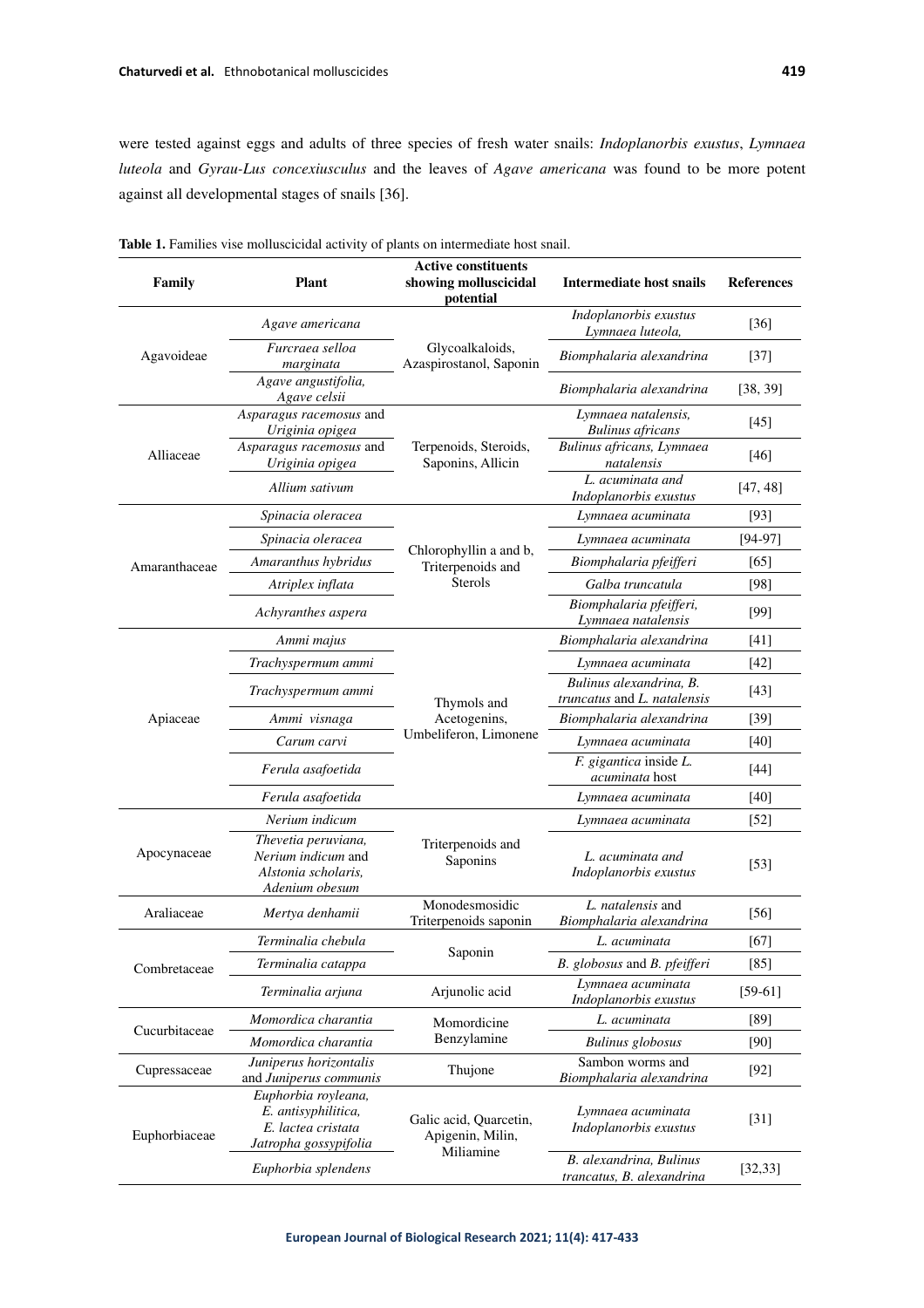were tested against eggs and adults of three species of fresh water snails: *Indoplanorbis exustus*, *Lymnaea luteola* and *Gyrau-Lus concexiusculus* and the leaves of *Agave americana* was found to be more potent against all developmental stages of snails [36].

**Table 1.** Families vise molluscicidal activity of plants on intermediate host snail.

| Family | Plant | Active constituents showing molluscicidal potential | Intermediate host snails | References |
|---|---|---|---|---|
| Agavoideae | *Agave americana* | Glycoalkaloids, Azaspirostanol, Saponin | *Indoplanorbis exustus Lymnaea luteola,* | [36] |
| | *Furcraea selloa marginata* | | *Biomphalaria alexandrina* | [37] |
| | *Agave angustifolia, Agave celsii* | | *Biomphalaria alexandrina* | [38, 39] |
| Alliaceae | *Asparagus racemosus* and *Uriginia opigea* | Terpenoids, Steroids, Saponins, Allicin | *Lymnaea natalensis, Bulinus africans* | [45] |
| | *Asparagus racemosus* and *Uriginia opigea* | | *Bulinus africans, Lymnaea natalensis* | [46] |
| | *Allium sativum* | | *L. acuminata and Indoplanorbis exustus* | [47, 48] |
| Amaranthaceae | *Spinacia oleracea* | Chlorophyllin a and b, Triterpenoids and Sterols | *Lymnaea acuminata* | [93] |
| | *Spinacia oleracea* | | *Lymnaea acuminata* | [94-97] |
| | *Amaranthus hybridus* | | *Biomphalaria pfeifferi* | [65] |
| | *Atriplex inflata* | | *Galba truncatula* | [98] |
| | *Achyranthes aspera* | | *Biomphalaria pfeifferi, Lymnaea natalensis* | [99] |
| Apiaceae | *Ammi majus* | Thymols and Acetogenins, Umbeliferon, Limonene | *Biomphalaria alexandrina* | [41] |
| | *Trachyspermum ammi* | | *Lymnaea acuminata* | [42] |
| | *Trachyspermum ammi* | | *Bulinus alexandrina, B. truncatus* and *L. natalensis* | [43] |
| | *Ammi visnaga* | | *Biomphalaria alexandrina* | [39] |
| | *Carum carvi* | | *Lymnaea acuminata* | [40] |
| | *Ferula asafoetida* | | *F. gigantica* inside *L. acuminata* host | [44] |
| | *Ferula asafoetida* | | *Lymnaea acuminata* | [40] |
| Apocynaceae | *Nerium indicum* | Triterpenoids and Saponins | *Lymnaea acuminata* | [52] |
| | *Thevetia peruviana, Nerium indicum* and *Alstonia scholaris, Adenium obesum* | | *L. acuminata and Indoplanorbis exustus* | [53] |
| Araliaceae | *Mertya denhamii* | Monodesmosidic Triterpenoids saponin | *L. natalensis* and *Biomphalaria alexandrina* | [56] |
| Combretaceae | *Terminalia chebula* | Saponin | *L. acuminata* | [67] |
| | *Terminalia catappa* | | *B. globosus* and *B. pfeifferi* | [85] |
| | *Terminalia arjuna* | Arjunolic acid | *Lymnaea acuminata Indoplanorbis exustus* | [59-61] |
| Cucurbitaceae | *Momordica charantia* | Momordicine Benzylamine | *L. acuminata* | [89] |
| | *Momordica charantia* | | *Bulinus globosus* | [90] |
| Cupressaceae | *Juniperus horizontalis* and *Juniperus communis* | Thujone | Sambon worms and *Biomphalaria alexandrina* | [92] |
| Euphorbiaceae | *Euphorbia royleana, E. antisyphilitica, E. lactea cristata Jatropha gossypifolia* | Galic acid, Quarcetin, Apigenin, Milin, Miliamine | *Lymnaea acuminata Indoplanorbis exustus* | [31] |
| | *Euphorbia splendens* | | *B. alexandrina, Bulinus trancatus, B. alexandrina* | [32,33] |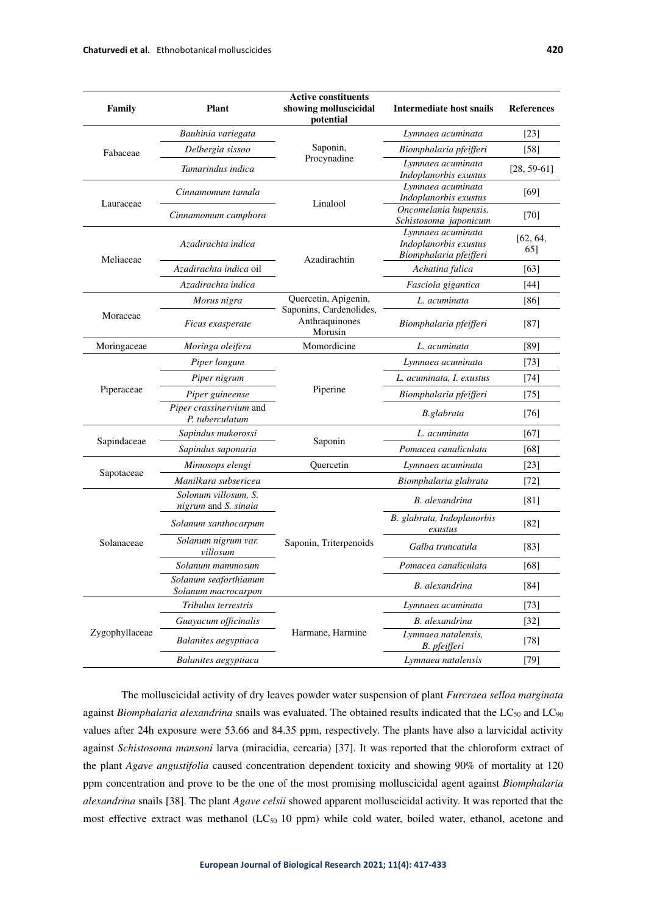| Family | Plant | Active constituents showing molluscicidal potential | Intermediate host snails | References |
|---|---|---|---|---|
| Fabaceae | *Bauhinia variegata* | Saponin, Procynadine | *Lymnaea acuminata* | [23] |
| | *Delbergia sissoo* | | *Biomphalaria pfeifferi* | [58] |
| | *Tamarindus indica* | | *Lymnaea acuminata Indoplanorbis exustus* | [28, 59-61] |
| Lauraceae | *Cinnamomum tamala* | Linalool | *Lymnaea acuminata Indoplanorbis exustus* | [69] |
| | *Cinnamomum camphora* | | *Oncomelania hupensis. Schistosoma japonicum* | [70] |
| Meliaceae | *Azadirachta indica* | Azadirachtin | *Lymnaea acuminata Indoplanorbis exustus Biomphalaria pfeifferi* | [62, 64, 65] |
| | *Azadirachta indica* oil | | *Achatina fulica* | [63] |
| | *Azadirachta indica* | | *Fasciola gigantica* | [44] |
| Moraceae | *Morus nigra* | Quercetin, Apigenin, Saponins, Cardenolides, Anthraquinones Morusin | *L. acuminata* | [86] |
| | *Ficus exasperate* | | *Biomphalaria pfeifferi* | [87] |
| Moringaceae | *Moringa oleifera* | Momordicine | *L. acuminata* | [89] |
| Piperaceae | *Piper longum* | Piperine | *Lymnaea acuminata* | [73] |
| | *Piper nigrum* | | *L. acuminata, I. exustus* | [74] |
| | *Piper guineense* | | *Biomphalaria pfeifferi* | [75] |
| | *Piper crassinervium* and *P. tuberculatum* | | *B.glabrata* | [76] |
| Sapindaceae | *Sapindus mukorossi* | Saponin | *L. acuminata* | [67] |
| | *Sapindus saponaria* | | *Pomacea canaliculata* | [68] |
| Sapotaceae | *Mimosops elengi* | Quercetin | *Lymnaea acuminata* | [23] |
| | *Manilkara subsericea* | | *Biomphalaria glabrata* | [72] |
| Solanaceae | *Solonum villosum, S. nigrum* and *S. sinaia* | Saponin, Triterpenoids | *B. alexandrina* | [81] |
| | *Solanum xanthocarpum* | | *B. glabrata, Indoplanorbis exustus* | [82] |
| | *Solanum nigrum var. villosum* | | *Galba truncatula* | [83] |
| | *Solanum mammosum* | | *Pomacea canaliculata* | [68] |
| | *Solanum seaforthianum Solanum macrocarpon* | | *B. alexandrina* | [84] |
| Zygophyllaceae | *Tribulus terrestris* | Harmane, Harmine | *Lymnaea acuminata* | [73] |
| | *Guayacum officinalis* | | *B. alexandrina* | [32] |
| | *Balanites aegyptiaca* | | *Lymnaea natalensis, B. pfeifferi* | [78] |
| | *Balanites aegyptiaca* | | *Lymnaea natalensis* | [79] |

The molluscicidal activity of dry leaves powder water suspension of plant *Furcraea selloa marginata* against *Biomphalaria alexandrina* snails was evaluated. The obtained results indicated that the $LC_{50}$ and $LC_{90}$ values after 24h exposure were 53.66 and 84.35 ppm, respectively. The plants have also a larvicidal activity against *Schistosoma mansoni* larva (miracidia, cercaria) [37]. It was reported that the chloroform extract of the plant *Agave angustifolia* caused concentration dependent toxicity and showing 90% of mortality at 120 ppm concentration and prove to be the one of the most promising molluscicidal agent against *Biomphalaria alexandrina* snails [38]. The plant *Agave celsii* showed apparent molluscicidal activity. It was reported that the most effective extract was methanol ($LC_{50}$ 10 ppm) while cold water, boiled water, ethanol, acetone and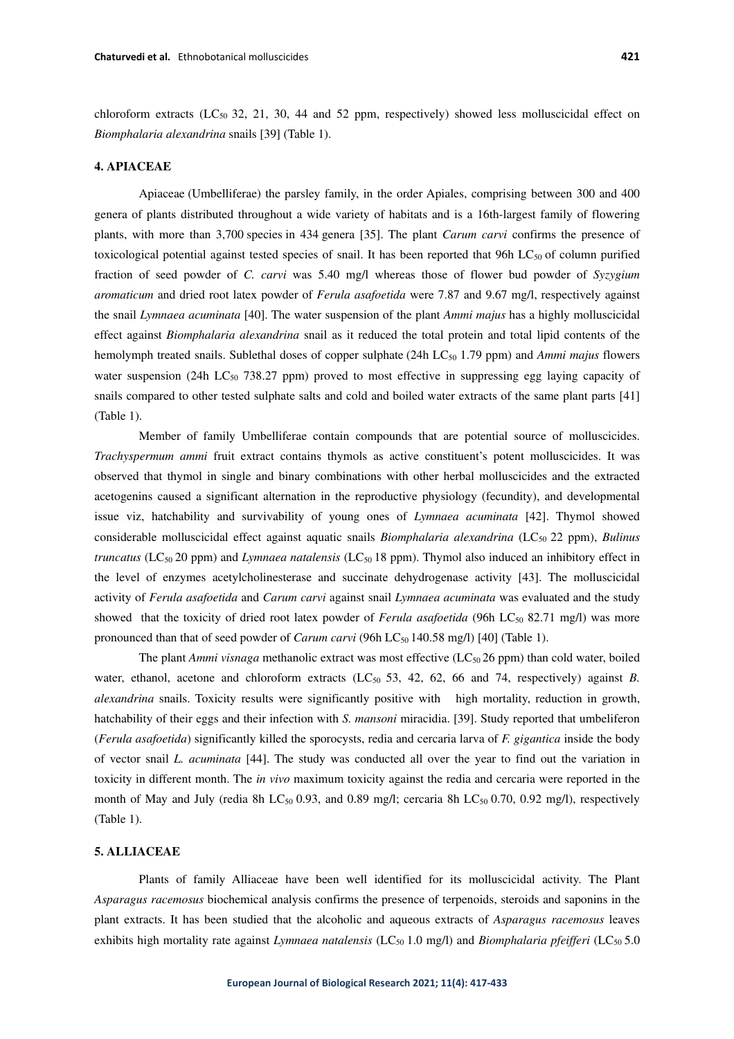chloroform extracts ($LC_{50}$ 32, 21, 30, 44 and 52 ppm, respectively) showed less molluscicidal effect on *Biomphalaria alexandrina* snails [39] (Table 1).

## 4. APIACEAE

Apiaceae (Umbelliferae) the parsley family, in the order Apiales, comprising between 300 and 400 genera of plants distributed throughout a wide variety of habitats and is a 16th-largest family of flowering plants, with more than 3,700 species in 434 genera [35]. The plant *Carum carvi* confirms the presence of toxicological potential against tested species of snail. It has been reported that 96h $LC_{50}$ of column purified fraction of seed powder of *C. carvi* was 5.40 mg/l whereas those of flower bud powder of *Syzygium aromaticum* and dried root latex powder of *Ferula asafoetida* were 7.87 and 9.67 mg/l, respectively against the snail *Lymnaea acuminata* [40]. The water suspension of the plant *Ammi majus* has a highly molluscicidal effect against *Biomphalaria alexandrina* snail as it reduced the total protein and total lipid contents of the hemolymph treated snails. Sublethal doses of copper sulphate (24h $LC_{50}$ 1.79 ppm) and *Ammi majus* flowers water suspension (24h $LC_{50}$ 738.27 ppm) proved to most effective in suppressing egg laying capacity of snails compared to other tested sulphate salts and cold and boiled water extracts of the same plant parts [41] (Table 1).

Member of family Umbelliferae contain compounds that are potential source of molluscicides. *Trachyspermum ammi* fruit extract contains thymols as active constituent's potent molluscicides. It was observed that thymol in single and binary combinations with other herbal molluscicides and the extracted acetogenins caused a significant alternation in the reproductive physiology (fecundity), and developmental issue viz, hatchability and survivability of young ones of *Lymnaea acuminata* [42]. Thymol showed considerable molluscicidal effect against aquatic snails *Biomphalaria alexandrina* ($LC_{50}$ 22 ppm), *Bulinus truncatus* ($LC_{50}$ 20 ppm) and *Lymnaea natalensis* ($LC_{50}$ 18 ppm). Thymol also induced an inhibitory effect in the level of enzymes acetylcholinesterase and succinate dehydrogenase activity [43]. The molluscicidal activity of *Ferula asafoetida* and *Carum carvi* against snail *Lymnaea acuminata* was evaluated and the study showed that the toxicity of dried root latex powder of *Ferula asafoetida* (96h $LC_{50}$ 82.71 mg/l) was more pronounced than that of seed powder of *Carum carvi* (96h $LC_{50}$ 140.58 mg/l) [40] (Table 1).

The plant *Ammi visnaga* methanolic extract was most effective ($LC_{50}$ 26 ppm) than cold water, boiled water, ethanol, acetone and chloroform extracts ($LC_{50}$ 53, 42, 62, 66 and 74, respectively) against *B. alexandrina* snails. Toxicity results were significantly positive with high mortality, reduction in growth, hatchability of their eggs and their infection with *S. mansoni* miracidia. [39]. Study reported that umbeliferon (*Ferula asafoetida*) significantly killed the sporocysts, redia and cercaria larva of *F. gigantica* inside the body of vector snail *L. acuminata* [44]. The study was conducted all over the year to find out the variation in toxicity in different month. The *in vivo* maximum toxicity against the redia and cercaria were reported in the month of May and July (redia 8h $LC_{50}$ 0.93, and 0.89 mg/l; cercaria 8h $LC_{50}$ 0.70, 0.92 mg/l), respectively (Table 1).

## 5. ALLIACEAE

Plants of family Alliaceae have been well identified for its molluscicidal activity. The Plant *Asparagus racemosus* biochemical analysis confirms the presence of terpenoids, steroids and saponins in the plant extracts. It has been studied that the alcoholic and aqueous extracts of *Asparagus racemosus* leaves exhibits high mortality rate against *Lymnaea natalensis* ($LC_{50}$ 1.0 mg/l) and *Biomphalaria pfeifferi* ($LC_{50}$ 5.0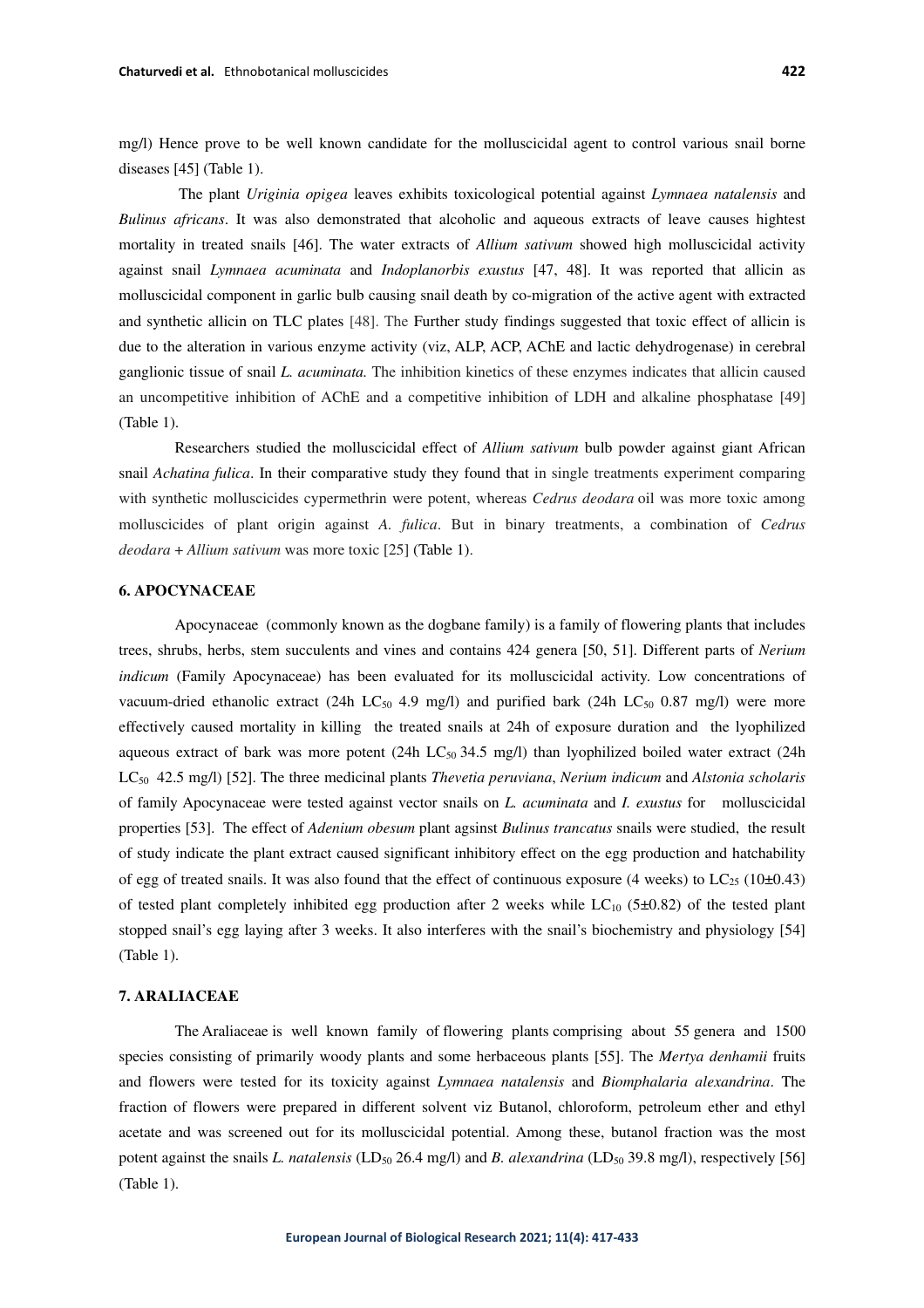mg/l) Hence prove to be well known candidate for the molluscicidal agent to control various snail borne diseases [45] (Table 1).

The plant *Uriginia opigea* leaves exhibits toxicological potential against *Lymnaea natalensis* and *Bulinus africans*. It was also demonstrated that alcoholic and aqueous extracts of leave causes hightest mortality in treated snails [46]. The water extracts of *Allium sativum* showed high molluscicidal activity against snail *Lymnaea acuminata* and *Indoplanorbis exustus* [47, 48]. It was reported that allicin as molluscicidal component in garlic bulb causing snail death by co-migration of the active agent with extracted and synthetic allicin on TLC plates [48]. The Further study findings suggested that toxic effect of allicin is due to the alteration in various enzyme activity (viz, ALP, ACP, AChE and lactic dehydrogenase) in cerebral ganglionic tissue of snail *L. acuminata.* The inhibition kinetics of these enzymes indicates that allicin caused an uncompetitive inhibition of AChE and a competitive inhibition of LDH and alkaline phosphatase [49] (Table 1).

Researchers studied the molluscicidal effect of *Allium sativum* bulb powder against giant African snail *Achatina fulica*. In their comparative study they found that in single treatments experiment comparing with synthetic molluscicides cypermethrin were potent, whereas *Cedrus deodara* oil was more toxic among molluscicides of plant origin against *A. fulica*. But in binary treatments, a combination of *Cedrus deodara* + *Allium sativum* was more toxic [25] (Table 1).

## 6. APOCYNACEAE

Apocynaceae (commonly known as the dogbane family) is a family of flowering plants that includes trees, shrubs, herbs, stem succulents and vines and contains 424 genera [50, 51]. Different parts of *Nerium indicum* (Family Apocynaceae) has been evaluated for its molluscicidal activity. Low concentrations of vacuum-dried ethanolic extract (24h $LC_{50}$ 4.9 mg/l) and purified bark (24h $LC_{50}$ 0.87 mg/l) were more effectively caused mortality in killing the treated snails at 24h of exposure duration and the lyophilized aqueous extract of bark was more potent (24h $LC_{50}$ 34.5 mg/l) than lyophilized boiled water extract (24h $LC_{50}$ 42.5 mg/l) [52]. The three medicinal plants *Thevetia peruviana*, *Nerium indicum* and *Alstonia scholaris* of family Apocynaceae were tested against vector snails on *L. acuminata* and *I. exustus* for molluscicidal properties [53]. The effect of *Adenium obesum* plant agsinst *Bulinus trancatus* snails were studied, the result of study indicate the plant extract caused significant inhibitory effect on the egg production and hatchability of egg of treated snails. It was also found that the effect of continuous exposure (4 weeks) to $LC_{25}$ (10±0.43) of tested plant completely inhibited egg production after 2 weeks while $LC_{10}$ (5±0.82) of the tested plant stopped snail's egg laying after 3 weeks. It also interferes with the snail's biochemistry and physiology [54] (Table 1).

## 7. ARALIACEAE

The Araliaceae is well known family of flowering plants comprising about 55 genera and 1500 species consisting of primarily woody plants and some herbaceous plants [55]. The *Mertya denhamii* fruits and flowers were tested for its toxicity against *Lymnaea natalensis* and *Biomphalaria alexandrina*. The fraction of flowers were prepared in different solvent viz Butanol, chloroform, petroleum ether and ethyl acetate and was screened out for its molluscicidal potential. Among these, butanol fraction was the most potent against the snails *L. natalensis* ($LD_{50}$ 26.4 mg/l) and *B. alexandrina* ($LD_{50}$ 39.8 mg/l), respectively [56] (Table 1).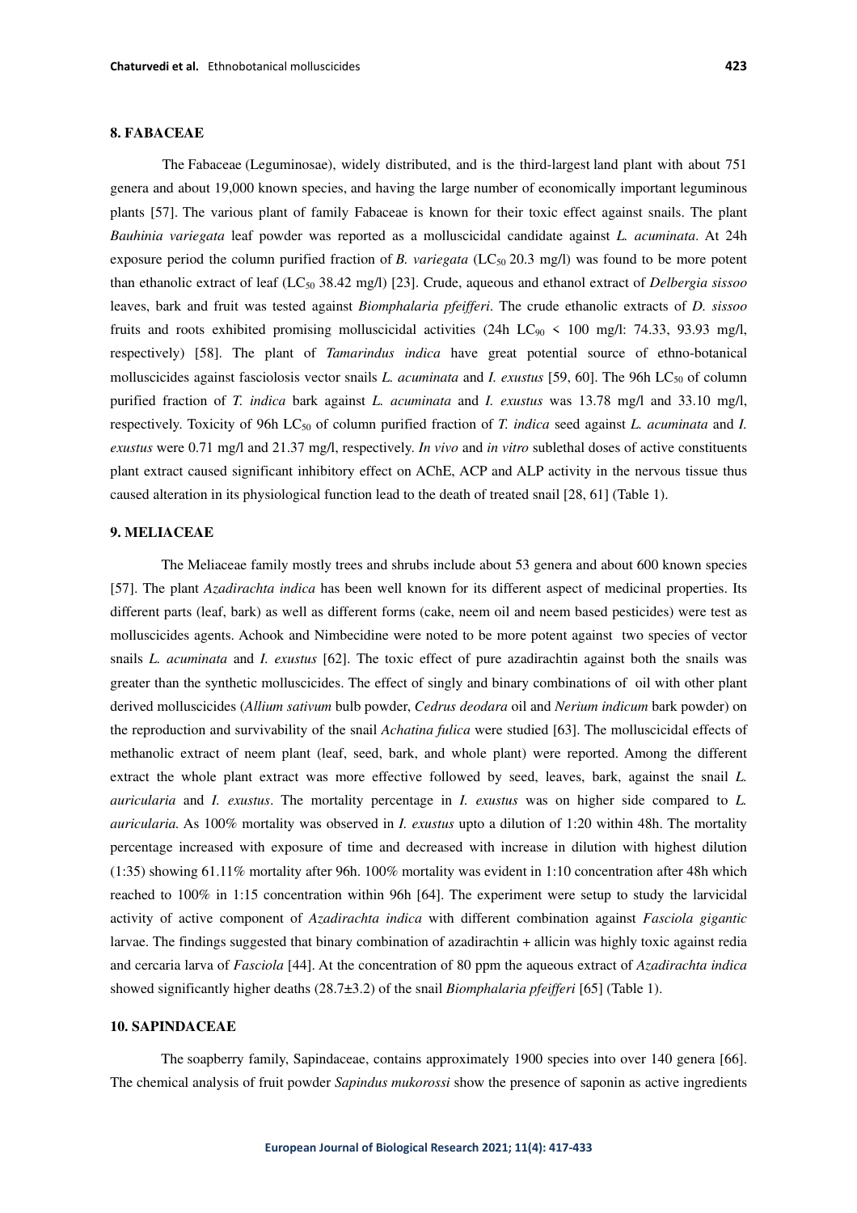## 8. FABACEAE

The Fabaceae (Leguminosae), widely distributed, and is the third-largest land plant with about 751 genera and about 19,000 known species, and having the large number of economically important leguminous plants [57]. The various plant of family Fabaceae is known for their toxic effect against snails. The plant *Bauhinia variegata* leaf powder was reported as a molluscicidal candidate against *L. acuminata*. At 24h exposure period the column purified fraction of *B. variegata* ($LC_{50}$ 20.3 mg/l) was found to be more potent than ethanolic extract of leaf ($LC_{50}$ 38.42 mg/l) [23]. Crude, aqueous and ethanol extract of *Delbergia sissoo* leaves, bark and fruit was tested against *Biomphalaria pfeifferi*. The crude ethanolic extracts of *D. sissoo* fruits and roots exhibited promising molluscicidal activities (24h $LC_{90}$ < 100 mg/l: 74.33, 93.93 mg/l, respectively) [58]. The plant of *Tamarindus indica* have great potential source of ethno-botanical molluscicides against fasciolosis vector snails *L. acuminata* and *I. exustus* [59, 60]. The 96h $LC_{50}$ of column purified fraction of *T. indica* bark against *L. acuminata* and *I. exustus* was 13.78 mg/l and 33.10 mg/l, respectively. Toxicity of 96h $LC_{50}$ of column purified fraction of *T. indica* seed against *L. acuminata* and *I. exustus* were 0.71 mg/l and 21.37 mg/l, respectively. *In vivo* and *in vitro* sublethal doses of active constituents plant extract caused significant inhibitory effect on AChE, ACP and ALP activity in the nervous tissue thus caused alteration in its physiological function lead to the death of treated snail [28, 61] (Table 1).

## 9. MELIACEAE

The Meliaceae family mostly trees and shrubs include about 53 genera and about 600 known species [57]. The plant *Azadirachta indica* has been well known for its different aspect of medicinal properties. Its different parts (leaf, bark) as well as different forms (cake, neem oil and neem based pesticides) were test as molluscicides agents. Achook and Nimbecidine were noted to be more potent against two species of vector snails *L. acuminata* and *I. exustus* [62]. The toxic effect of pure azadirachtin against both the snails was greater than the synthetic molluscicides. The effect of singly and binary combinations of oil with other plant derived molluscicides (*Allium sativum* bulb powder, *Cedrus deodara* oil and *Nerium indicum* bark powder) on the reproduction and survivability of the snail *Achatina fulica* were studied [63]. The molluscicidal effects of methanolic extract of neem plant (leaf, seed, bark, and whole plant) were reported. Among the different extract the whole plant extract was more effective followed by seed, leaves, bark, against the snail *L. auricularia* and *I. exustus*. The mortality percentage in *I. exustus* was on higher side compared to *L. auricularia.* As 100% mortality was observed in *I. exustus* upto a dilution of 1:20 within 48h. The mortality percentage increased with exposure of time and decreased with increase in dilution with highest dilution (1:35) showing 61.11% mortality after 96h. 100% mortality was evident in 1:10 concentration after 48h which reached to 100% in 1:15 concentration within 96h [64]. The experiment were setup to study the larvicidal activity of active component of *Azadirachta indica* with different combination against *Fasciola gigantic* larvae. The findings suggested that binary combination of azadirachtin + allicin was highly toxic against redia and cercaria larva of *Fasciola* [44]. At the concentration of 80 ppm the aqueous extract of *Azadirachta indica* showed significantly higher deaths (28.7±3.2) of the snail *Biomphalaria pfeifferi* [65] (Table 1).

## 10. SAPINDACEAE

The soapberry family, Sapindaceae, contains approximately 1900 species into over 140 genera [66]. The chemical analysis of fruit powder *Sapindus mukorossi* show the presence of saponin as active ingredients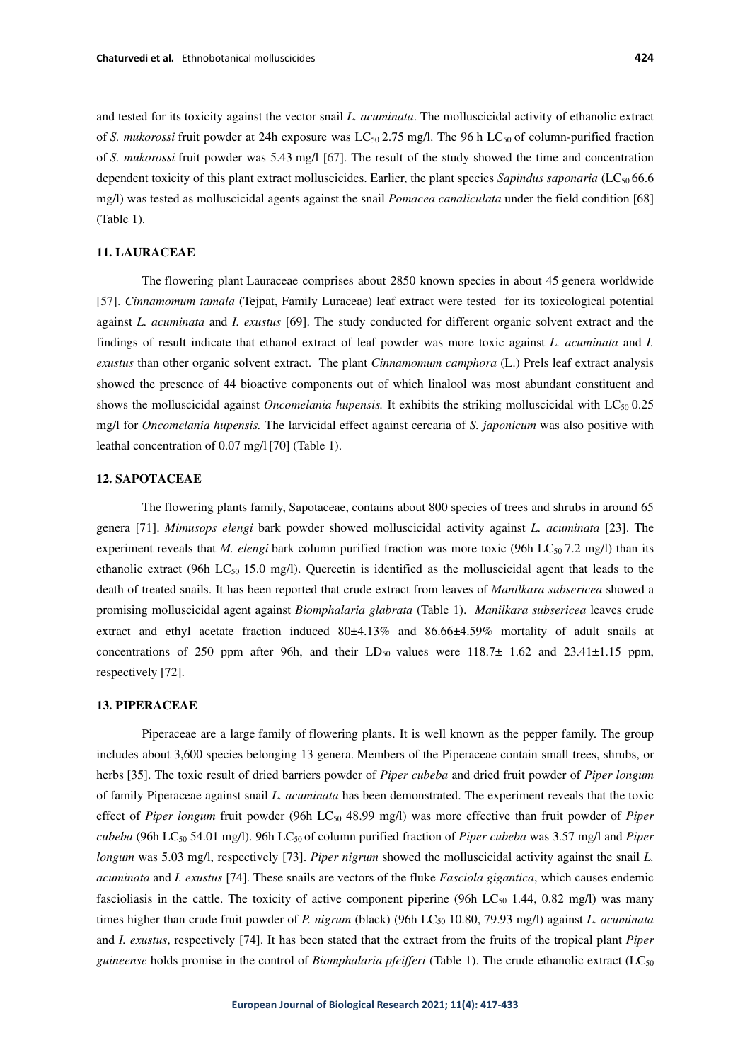and tested for its toxicity against the vector snail *L. acuminata*. The molluscicidal activity of ethanolic extract of *S. mukorossi* fruit powder at 24h exposure was $LC_{50}$ 2.75 mg/l. The 96 h $LC_{50}$ of column-purified fraction of *S. mukorossi* fruit powder was 5.43 mg/l [67]. The result of the study showed the time and concentration dependent toxicity of this plant extract molluscicides. Earlier, the plant species *Sapindus saponaria* ($LC_{50}$ 66.6 mg/l) was tested as molluscicidal agents against the snail *Pomacea canaliculata* under the field condition [68] (Table 1).

## 11. LAURACEAE

The flowering plant Lauraceae comprises about 2850 known species in about 45 genera worldwide [57]. *Cinnamomum tamala* (Tejpat, Family Luraceae) leaf extract were tested for its toxicological potential against *L. acuminata* and *I. exustus* [69]. The study conducted for different organic solvent extract and the findings of result indicate that ethanol extract of leaf powder was more toxic against *L. acuminata* and *I. exustus* than other organic solvent extract. The plant *Cinnamomum camphora* (L.) Prels leaf extract analysis showed the presence of 44 bioactive components out of which linalool was most abundant constituent and shows the molluscicidal against *Oncomelania hupensis.* It exhibits the striking molluscicidal with $LC_{50}$ 0.25 mg/l for *Oncomelania hupensis.* The larvicidal effect against cercaria of *S. japonicum* was also positive with leathal concentration of 0.07 mg/l [70] (Table 1).

## 12. SAPOTACEAE

The flowering plants family, Sapotaceae, contains about 800 species of trees and shrubs in around 65 genera [71]. *Mimusops elengi* bark powder showed molluscicidal activity against *L. acuminata* [23]. The experiment reveals that *M. elengi* bark column purified fraction was more toxic (96h $LC_{50}$ 7.2 mg/l) than its ethanolic extract (96h $LC_{50}$ 15.0 mg/l). Quercetin is identified as the molluscicidal agent that leads to the death of treated snails. It has been reported that crude extract from leaves of *Manilkara subsericea* showed a promising molluscicidal agent against *Biomphalaria glabrata* (Table 1). *Manilkara subsericea* leaves crude extract and ethyl acetate fraction induced 80±4.13% and 86.66±4.59% mortality of adult snails at concentrations of 250 ppm after 96h, and their $LD_{50}$ values were 118.7± 1.62 and 23.41±1.15 ppm, respectively [72].

## 13. PIPERACEAE

Piperaceae are a large family of flowering plants. It is well known as the pepper family. The group includes about 3,600 species belonging 13 genera. Members of the Piperaceae contain small trees, shrubs, or herbs [35]. The toxic result of dried barriers powder of *Piper cubeba* and dried fruit powder of *Piper longum* of family Piperaceae against snail *L. acuminata* has been demonstrated. The experiment reveals that the toxic effect of *Piper longum* fruit powder (96h $LC_{50}$ 48.99 mg/l) was more effective than fruit powder of *Piper cubeba* (96h $LC_{50}$ 54.01 mg/l). 96h $LC_{50}$ of column purified fraction of *Piper cubeba* was 3.57 mg/l and *Piper longum* was 5.03 mg/l, respectively [73]. *Piper nigrum* showed the molluscicidal activity against the snail *L. acuminata* and *I. exustus* [74]. These snails are vectors of the fluke *Fasciola gigantica*, which causes endemic fascioliasis in the cattle. The toxicity of active component piperine (96h $LC_{50}$ 1.44, 0.82 mg/l) was many times higher than crude fruit powder of *P. nigrum* (black) (96h $LC_{50}$ 10.80, 79.93 mg/l) against *L. acuminata* and *I. exustus*, respectively [74]. It has been stated that the extract from the fruits of the tropical plant *Piper guineense* holds promise in the control of *Biomphalaria pfeifferi* (Table 1). The crude ethanolic extract ($LC_{50}$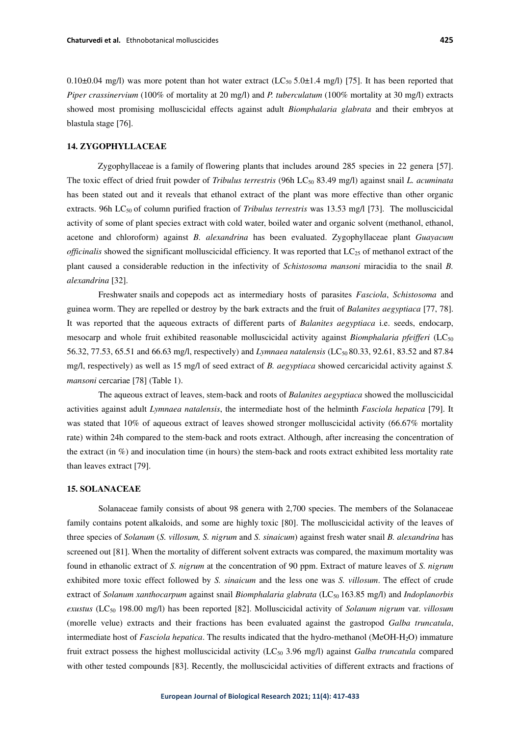0.10±0.04 mg/l) was more potent than hot water extract ($LC_{50}$ 5.0±1.4 mg/l) [75]. It has been reported that *Piper crassinervium* (100% of mortality at 20 mg/l) and *P. tuberculatum* (100% mortality at 30 mg/l) extracts showed most promising molluscicidal effects against adult *Biomphalaria glabrata* and their embryos at blastula stage [76].

## 14. ZYGOPHYLLACEAE

Zygophyllaceae is a family of flowering plants that includes around 285 species in 22 genera [57]. The toxic effect of dried fruit powder of *Tribulus terrestris* (96h $LC_{50}$ 83.49 mg/l) against snail *L. acuminata* has been stated out and it reveals that ethanol extract of the plant was more effective than other organic extracts. 96h $LC_{50}$ of column purified fraction of *Tribulus terrestris* was 13.53 mg/l [73]. The molluscicidal activity of some of plant species extract with cold water, boiled water and organic solvent (methanol, ethanol, acetone and chloroform) against *B. alexandrina* has been evaluated. Zygophyllaceae plant *Guayacum officinalis* showed the significant molluscicidal efficiency. It was reported that $LC_{25}$ of methanol extract of the plant caused a considerable reduction in the infectivity of *Schistosoma mansoni* miracidia to the snail *B. alexandrina* [32].

Freshwater snails and copepods act as intermediary hosts of parasites *Fasciola*, *Schistosoma* and guinea worm. They are repelled or destroy by the bark extracts and the fruit of *Balanites aegyptiaca* [77, 78]. It was reported that the aqueous extracts of different parts of *Balanites aegyptiaca* i.e. seeds, endocarp, mesocarp and whole fruit exhibited reasonable molluscicidal activity against *Biomphalaria pfeifferi* ($LC_{50}$ 56.32, 77.53, 65.51 and 66.63 mg/l, respectively) and *Lymnaea natalensis* ($LC_{50}$ 80.33, 92.61, 83.52 and 87.84 mg/l, respectively) as well as 15 mg/l of seed extract of *B. aegyptiaca* showed cercaricidal activity against *S. mansoni* cercariae [78] (Table 1).

The aqueous extract of leaves, stem-back and roots of *Balanites aegyptiaca* showed the molluscicidal activities against adult *Lymnaea natalensis*, the intermediate host of the helminth *Fasciola hepatica* [79]. It was stated that 10% of aqueous extract of leaves showed stronger molluscicidal activity (66.67% mortality rate) within 24h compared to the stem-back and roots extract. Although, after increasing the concentration of the extract (in %) and inoculation time (in hours) the stem-back and roots extract exhibited less mortality rate than leaves extract [79].

## 15. SOLANACEAE

Solanaceae family consists of about 98 genera with 2,700 species. The members of the Solanaceae family contains potent alkaloids, and some are highly toxic [80]. The molluscicidal activity of the leaves of three species of *Solanum* (*S. villosum, S. nigrum* and *S. sinaicum*) against fresh water snail *B. alexandrina* has screened out [81]. When the mortality of different solvent extracts was compared, the maximum mortality was found in ethanolic extract of *S. nigrum* at the concentration of 90 ppm. Extract of mature leaves of *S. nigrum* exhibited more toxic effect followed by *S. sinaicum* and the less one was *S. villosum*. The effect of crude extract of *Solanum xanthocarpum* against snail *Biomphalaria glabrata* ($LC_{50}$ 163.85 mg/l) and *Indoplanorbis exustus* ($LC_{50}$ 198.00 mg/l) has been reported [82]. Molluscicidal activity of *Solanum nigrum* var. *villosum* (morelle velue) extracts and their fractions has been evaluated against the gastropod *Galba truncatula*, intermediate host of *Fasciola hepatica*. The results indicated that the hydro-methanol (MeOH-$H_2O$) immature fruit extract possess the highest molluscicidal activity ($LC_{50}$ 3.96 mg/l) against *Galba truncatula* compared with other tested compounds [83]. Recently, the molluscicidal activities of different extracts and fractions of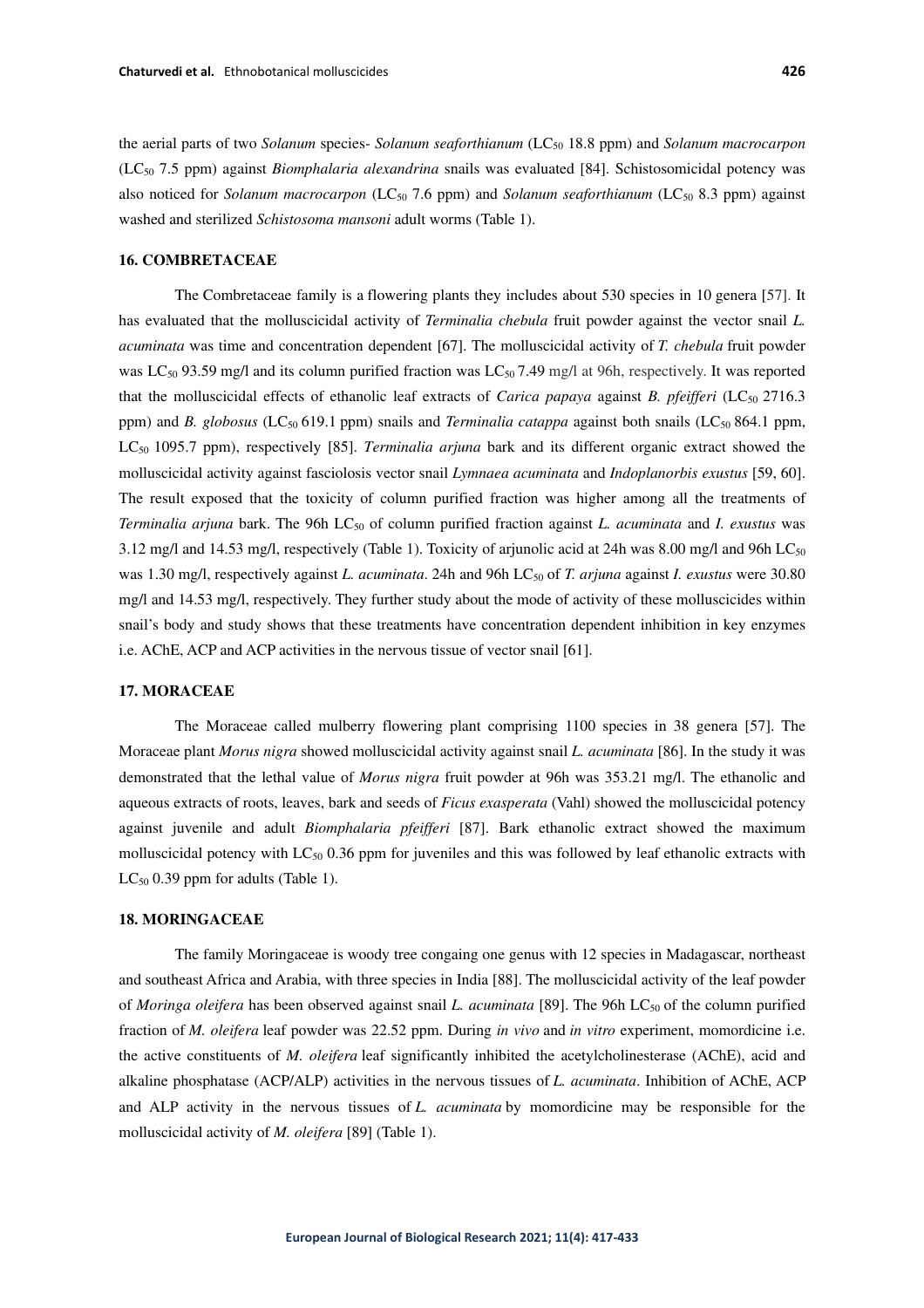the aerial parts of two *Solanum* species- *Solanum seaforthianum* ($LC_{50}$ 18.8 ppm) and *Solanum macrocarpon* ($LC_{50}$ 7.5 ppm) against *Biomphalaria alexandrina* snails was evaluated [84]. Schistosomicidal potency was also noticed for *Solanum macrocarpon* ($LC_{50}$ 7.6 ppm) and *Solanum seaforthianum* ($LC_{50}$ 8.3 ppm) against washed and sterilized *Schistosoma mansoni* adult worms (Table 1).

## 16. COMBRETACEAE

The Combretaceae family is a flowering plants they includes about 530 species in 10 genera [57]. It has evaluated that the molluscicidal activity of *Terminalia chebula* fruit powder against the vector snail *L. acuminata* was time and concentration dependent [67]. The molluscicidal activity of *T. chebula* fruit powder was $LC_{50}$ 93.59 mg/l and its column purified fraction was $LC_{50}$ 7.49 mg/l at 96h, respectively. It was reported that the molluscicidal effects of ethanolic leaf extracts of *Carica papaya* against *B. pfeifferi* ($LC_{50}$ 2716.3 ppm) and *B. globosus* ($LC_{50}$ 619.1 ppm) snails and *Terminalia catappa* against both snails ($LC_{50}$ 864.1 ppm, $LC_{50}$ 1095.7 ppm), respectively [85]. *Terminalia arjuna* bark and its different organic extract showed the molluscicidal activity against fasciolosis vector snail *Lymnaea acuminata* and *Indoplanorbis exustus* [59, 60]. The result exposed that the toxicity of column purified fraction was higher among all the treatments of *Terminalia arjuna* bark. The 96h $LC_{50}$ of column purified fraction against *L. acuminata* and *I. exustus* was 3.12 mg/l and 14.53 mg/l, respectively (Table 1). Toxicity of arjunolic acid at 24h was 8.00 mg/l and 96h $LC_{50}$ was 1.30 mg/l, respectively against *L. acuminata*. 24h and 96h $LC_{50}$ of *T. arjuna* against *I. exustus* were 30.80 mg/l and 14.53 mg/l, respectively. They further study about the mode of activity of these molluscicides within snail's body and study shows that these treatments have concentration dependent inhibition in key enzymes i.e. AChE, ACP and ACP activities in the nervous tissue of vector snail [61].

## 17. MORACEAE

The Moraceae called mulberry flowering plant comprising 1100 species in 38 genera [57]. The Moraceae plant *Morus nigra* showed molluscicidal activity against snail *L. acuminata* [86]. In the study it was demonstrated that the lethal value of *Morus nigra* fruit powder at 96h was 353.21 mg/l. The ethanolic and aqueous extracts of roots, leaves, bark and seeds of *Ficus exasperata* (Vahl) showed the molluscicidal potency against juvenile and adult *Biomphalaria pfeifferi* [87]. Bark ethanolic extract showed the maximum molluscicidal potency with $LC_{50}$ 0.36 ppm for juveniles and this was followed by leaf ethanolic extracts with $LC_{50}$ 0.39 ppm for adults (Table 1).

## 18. MORINGACEAE

The family Moringaceae is woody tree congaing one genus with 12 species in Madagascar, northeast and southeast Africa and Arabia, with three species in India [88]. The molluscicidal activity of the leaf powder of *Moringa oleifera* has been observed against snail *L. acuminata* [89]. The 96h $LC_{50}$ of the column purified fraction of *M. oleifera* leaf powder was 22.52 ppm. During *in vivo* and *in vitro* experiment, momordicine i.e. the active constituents of *M. oleifera* leaf significantly inhibited the acetylcholinesterase (AChE), acid and alkaline phosphatase (ACP/ALP) activities in the nervous tissues of *L. acuminata*. Inhibition of AChE, ACP and ALP activity in the nervous tissues of *L. acuminata* by momordicine may be responsible for the molluscicidal activity of *M. oleifera* [89] (Table 1).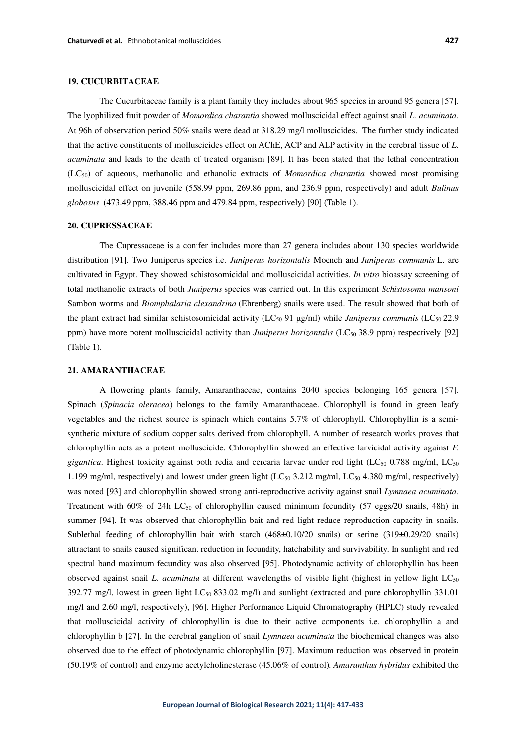## 19. CUCURBITACEAE

The Cucurbitaceae family is a plant family they includes about 965 species in around 95 genera [57]. The lyophilized fruit powder of *Momordica charantia* showed molluscicidal effect against snail *L. acuminata.* At 96h of observation period 50% snails were dead at 318.29 mg/l molluscicides. The further study indicated that the active constituents of molluscicides effect on AChE, ACP and ALP activity in the cerebral tissue of *L. acuminata* and leads to the death of treated organism [89]. It has been stated that the lethal concentration ($LC_{50}$) of aqueous, methanolic and ethanolic extracts of *Momordica charantia* showed most promising molluscicidal effect on juvenile (558.99 ppm, 269.86 ppm, and 236.9 ppm, respectively) and adult *Bulinus globosus* (473.49 ppm, 388.46 ppm and 479.84 ppm, respectively) [90] (Table 1).

## 20. CUPRESSACEAE

The Cupressaceae is a conifer includes more than 27 genera includes about 130 species worldwide distribution [91]. Two Juniperus species i.e. *Juniperus horizontalis* Moench and *Juniperus communis* L. are cultivated in Egypt. They showed schistosomicidal and molluscicidal activities. *In vitro* bioassay screening of total methanolic extracts of both *Juniperus* species was carried out. In this experiment *Schistosoma mansoni* Sambon worms and *Biomphalaria alexandrina* (Ehrenberg) snails were used. The result showed that both of the plant extract had similar schistosomicidal activity ($LC_{50}$ 91 µg/ml) while *Juniperus communis* ($LC_{50}$ 22.9 ppm) have more potent molluscicidal activity than *Juniperus horizontalis* ($LC_{50}$ 38.9 ppm) respectively [92] (Table 1).

## 21. AMARANTHACEAE

A flowering plants family, Amaranthaceae, contains 2040 species belonging 165 genera [57]. Spinach (*Spinacia oleracea*) belongs to the family Amaranthaceae. Chlorophyll is found in green leafy vegetables and the richest source is spinach which contains 5.7% of chlorophyll. Chlorophyllin is a semi-synthetic mixture of sodium copper salts derived from chlorophyll. A number of research works proves that chlorophyllin acts as a potent molluscicide. Chlorophyllin showed an effective larvicidal activity against *F. gigantica*. Highest toxicity against both redia and cercaria larvae under red light ($LC_{50}$ 0.788 mg/ml, $LC_{50}$ 1.199 mg/ml, respectively) and lowest under green light ($LC_{50}$ 3.212 mg/ml, $LC_{50}$ 4.380 mg/ml, respectively) was noted [93] and chlorophyllin showed strong anti-reproductive activity against snail *Lymnaea acuminata.* Treatment with 60% of 24h $LC_{50}$ of chlorophyllin caused minimum fecundity (57 eggs/20 snails, 48h) in summer [94]. It was observed that chlorophyllin bait and red light reduce reproduction capacity in snails. Sublethal feeding of chlorophyllin bait with starch (468±0.10/20 snails) or serine (319±0.29/20 snails) attractant to snails caused significant reduction in fecundity, hatchability and survivability. In sunlight and red spectral band maximum fecundity was also observed [95]. Photodynamic activity of chlorophyllin has been observed against snail *L. acuminata* at different wavelengths of visible light (highest in yellow light $LC_{50}$ 392.77 mg/l, lowest in green light $LC_{50}$ 833.02 mg/l) and sunlight (extracted and pure chlorophyllin 331.01 mg/l and 2.60 mg/l, respectively), [96]. Higher Performance Liquid Chromatography (HPLC) study revealed that molluscicidal activity of chlorophyllin is due to their active components i.e. chlorophyllin a and chlorophyllin b [27]. In the cerebral ganglion of snail *Lymnaea acuminata* the biochemical changes was also observed due to the effect of photodynamic chlorophyllin [97]. Maximum reduction was observed in protein (50.19% of control) and enzyme acetylcholinesterase (45.06% of control). *Amaranthus hybridus* exhibited the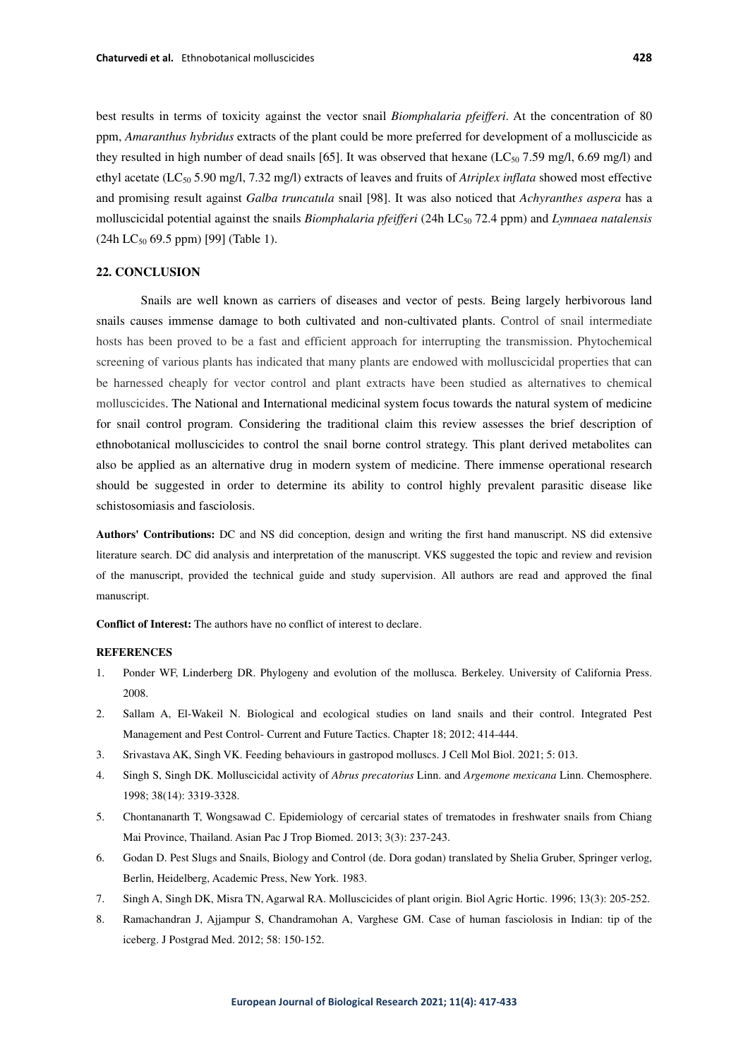best results in terms of toxicity against the vector snail *Biomphalaria pfeifferi*. At the concentration of 80 ppm, *Amaranthus hybridus* extracts of the plant could be more preferred for development of a molluscicide as they resulted in high number of dead snails [65]. It was observed that hexane ($LC_{50}$ 7.59 mg/l, 6.69 mg/l) and ethyl acetate ($LC_{50}$ 5.90 mg/l, 7.32 mg/l) extracts of leaves and fruits of *Atriplex inflata* showed most effective and promising result against *Galba truncatula* snail [98]. It was also noticed that *Achyranthes aspera* has a molluscicidal potential against the snails *Biomphalaria pfeifferi* (24h $LC_{50}$ 72.4 ppm) and *Lymnaea natalensis* (24h $LC_{50}$ 69.5 ppm) [99] (Table 1).

## 22. CONCLUSION

Snails are well known as carriers of diseases and vector of pests. Being largely herbivorous land snails causes immense damage to both cultivated and non-cultivated plants. Control of snail intermediate hosts has been proved to be a fast and efficient approach for interrupting the transmission. Phytochemical screening of various plants has indicated that many plants are endowed with molluscicidal properties that can be harnessed cheaply for vector control and plant extracts have been studied as alternatives to chemical molluscicides. The National and International medicinal system focus towards the natural system of medicine for snail control program. Considering the traditional claim this review assesses the brief description of ethnobotanical molluscicides to control the snail borne control strategy. This plant derived metabolites can also be applied as an alternative drug in modern system of medicine. There immense operational research should be suggested in order to determine its ability to control highly prevalent parasitic disease like schistosomiasis and fasciolosis.

**Authors' Contributions:** DC and NS did conception, design and writing the first hand manuscript. NS did extensive literature search. DC did analysis and interpretation of the manuscript. VKS suggested the topic and review and revision of the manuscript, provided the technical guide and study supervision. All authors are read and approved the final manuscript.

**Conflict of Interest:** The authors have no conflict of interest to declare.

## REFERENCES

1. Ponder WF, Linderberg DR. Phylogeny and evolution of the mollusca. Berkeley. University of California Press. 2008.
2. Sallam A, El-Wakeil N. Biological and ecological studies on land snails and their control. Integrated Pest Management and Pest Control- Current and Future Tactics. Chapter 18; 2012; 414-444.
3. Srivastava AK, Singh VK. Feeding behaviours in gastropod molluscs. J Cell Mol Biol. 2021; 5: 013.
4. Singh S, Singh DK. Molluscicidal activity of *Abrus precatorius* Linn. and *Argemone mexicana* Linn. Chemosphere. 1998; 38(14): 3319-3328.
5. Chontananarth T, Wongsawad C. Epidemiology of cercarial states of trematodes in freshwater snails from Chiang Mai Province, Thailand. Asian Pac J Trop Biomed. 2013; 3(3): 237-243.
6. Godan D. Pest Slugs and Snails, Biology and Control (de. Dora godan) translated by Shelia Gruber, Springer verlog, Berlin, Heidelberg, Academic Press, New York. 1983.
7. Singh A, Singh DK, Misra TN, Agarwal RA. Molluscicides of plant origin. Biol Agric Hortic. 1996; 13(3): 205-252.
8. Ramachandran J, Ajjampur S, Chandramohan A, Varghese GM. Case of human fasciolosis in Indian: tip of the iceberg. J Postgrad Med. 2012; 58: 150-152.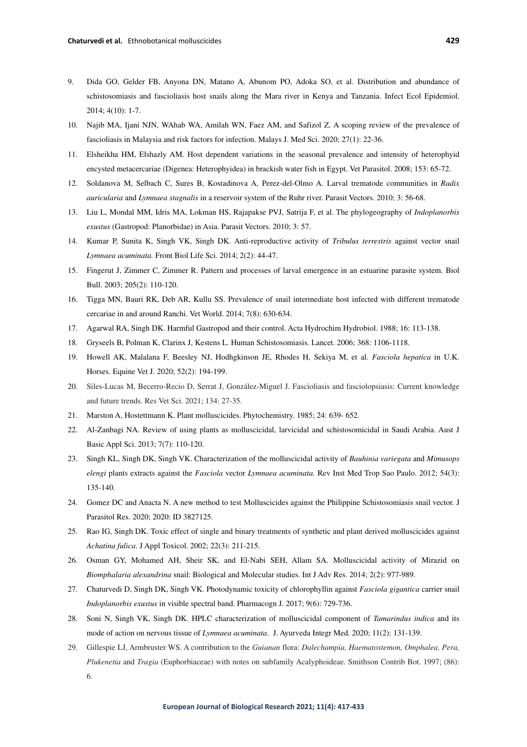9. Dida GO, Gelder FB, Anyona DN, Matano A, Abunom PO, Adoka SO, et al. Distribution and abundance of schistosomiasis and fascioliasis host snails along the Mara river in Kenya and Tanzania. Infect Ecol Epidemiol. 2014; 4(10): 1-7.
10. Najib MA, Ijani NJN, WAhab WA, Amilah WN, Faez AM, and Safizol Z. A scoping review of the prevalence of fascioliasis in Malaysia and risk factors for infection. Malays J. Med Sci. 2020; 27(1): 22-36.
11. Elsheikha HM, Elshazly AM. Host dependent variations in the seasonal prevalence and intensity of heterophyid encysted metacercariae (Digenea: Heterophyidea) in brackish water fish in Egypt. Vet Parasitol. 2008; 153: 65-72.
12. Soldanova M, Selbach C, Sures B, Kostadinova A, Perez-del-Olmo A. Larval trematode communities in *Radix auricularia* and *Lymnaea stagnalis* in a reservoir system of the Ruhr river. Parasit Vectors. 2010; 3: 56-68.
13. Liu L, Mondal MM, Idris MA, Lokman HS, Rajapakse PVJ, Satrija F, et al. The phylogeography of *Indoplanorbis exustus* (Gastropod: Planorbidae) in Asia. Parasit Vectors. 2010; 3: 57.
14. Kumar P, Sunita K, Singh VK, Singh DK. Anti-reproductive activity of *Tribulus terrestris* against vector snail *Lymnaea acuminata.* Front Biol Life Sci. 2014; 2(2): 44-47.
15. Fingerut J, Zimmer C, Zimmer R. Pattern and processes of larval emergence in an estuarine parasite system. Biol Bull. 2003; 205(2): 110-120.
16. Tigga MN, Bauri RK, Deb AR, Kullu SS. Prevalence of snail intermediate host infected with different trematode cercariae in and around Ranchi. Vet World. 2014; 7(8): 630-634.
17. Agarwal RA, Singh DK. Harmful Gastropod and their control. Acta Hydrochim Hydrobiol. 1988; 16: 113-138.
18. Gryseels B, Polman K, Clarinx J, Kestens L. Human Schistosomiasis. Lancet. 2006; 368: 1106-1118.
19. Howell AK, Malalana F, Beesley NJ, Hodhgkinson JE, Rhodes H, Sekiya M, et al. *Fasciola hepatica* in U.K. Horses. Equine Vet J. 2020; 52(2): 194-199.
20. Siles-Lucas M, Becerro-Recio D, Serrat J, González-Miguel J. Fascioliasis and fasciolopsiasis: Current knowledge and future trends. Res Vet Sci. 2021; 134: 27-35.
21. Marston A, Hostettmann K. Plant molluscicides. Phytochemistry. 1985; 24: 639- 652.
22. Al-Zanbagi NA. Review of using plants as molluscicidal, larvicidal and schistosomicidal in Saudi Arabia. Aust J Basic Appl Sci. 2013; 7(7): 110-120.
23. Singh KL, Singh DK, Singh VK. Characterization of the molluscicidal activity of *Bauhinia variegata* and *Mimusops elengi* plants extracts against the *Fasciola* vector *Lymnaea acuminata.* Rev Inst Med Trop Sao Paulo. 2012; 54(3): 135-140.
24. Gomez DC and Anacta N. A new method to test Molluscicides against the Philippine Schistosomiasis snail vector. J Parasitol Res. 2020; 2020: ID 3827125.
25. Rao IG, Singh DK. Toxic effect of single and binary treatments of synthetic and plant derived molluscicides against *Achatina fulica*. J Appl Toxicol. 2002; 22(3): 211-215.
26. Osman GY, Mohamed AH, Sheir SK, and El-Nabi SEH, Allam SA. Molluscicidal activity of Mirazid on *Biomphalaria alexandrina* snail: Biological and Molecular studies. Int J Adv Res. 2014; 2(2): 977-989.
27. Chaturvedi D, Singh DK, Singh VK. Photodynamic toxicity of chlorophyllin against *Fasciola gigantica* carrier snail *Indoplanorbis exustus* in visible spectral band. Pharmacogn J. 2017; 9(6): 729-736.
28. Soni N, Singh VK, Singh DK. HPLC characterization of molluscicidal component of *Tamarindus indica* and its mode of action on nervous tissue of *Lymnaea acuminata*. J. Ayurveda Integr Med*.* 2020; 11(2): 131-139.
29. Gillespie LJ, Armbruster WS. A contribution to the *Guianan* flora: *Dalechampia, Haematostemon, Omphalea, Pera, Plukenetia* and *Tragia* (Euphorbiaceae) with notes on subfamily Acalyphoideae. Smithson Contrib Bot. 1997; (86): 6.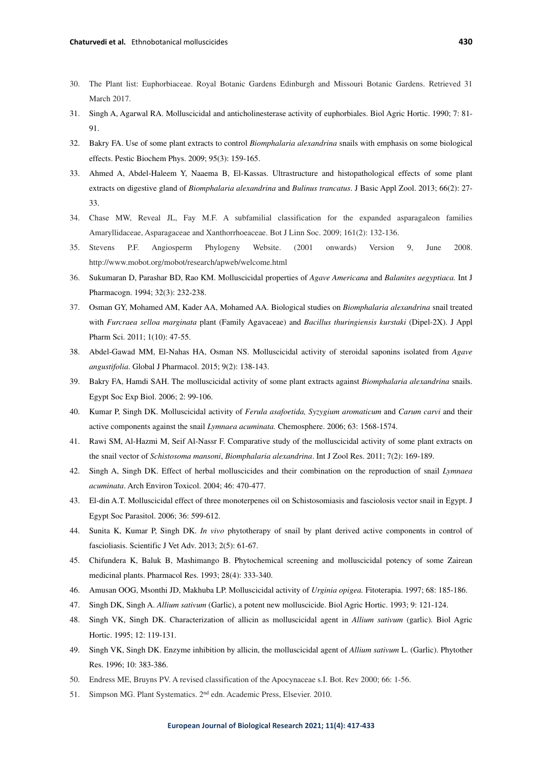30. The Plant list: Euphorbiaceae. Royal Botanic Gardens Edinburgh and Missouri Botanic Gardens. Retrieved 31 March 2017.
31. Singh A, Agarwal RA. Molluscicidal and anticholinesterase activity of euphorbiales. Biol Agric Hortic. 1990; 7: 81-91.
32. Bakry FA. Use of some plant extracts to control *Biomphalaria alexandrina* snails with emphasis on some biological effects. Pestic Biochem Phys. 2009; 95(3): 159-165.
33. Ahmed A, Abdel-Haleem Y, Naaema B, El-Kassas. Ultrastructure and histopathological effects of some plant extracts on digestive gland of *Biomphalaria alexandrina* and *Bulinus trancatus*. J Basic Appl Zool. 2013; 66(2): 27-33.
34. Chase MW, Reveal JL, Fay M.F. A subfamilial classification for the expanded asparagaleon families Amaryllidaceae, Asparagaceae and Xanthorrhoeaceae. Bot J Linn Soc. 2009; 161(2): 132-136.
35. Stevens P.F. Angiosperm Phylogeny Website. (2001 onwards) Version 9, June 2008. http://www.mobot.org/mobot/research/apweb/welcome.html
36. Sukumaran D, Parashar BD, Rao KM. Molluscicidal properties of *Agave Americana* and *Balanites aegyptiaca.* Int J Pharmacogn. 1994; 32(3): 232-238.
37. Osman GY, Mohamed AM, Kader AA, Mohamed AA. Biological studies on *Biomphalaria alexandrina* snail treated with *Furcraea selloa marginata* plant (Family Agavaceae) and *Bacillus thuringiensis kurstaki* (Dipel-2X). J Appl Pharm Sci. 2011; 1(10): 47-55.
38. Abdel-Gawad MM, El-Nahas HA, Osman NS. Molluscicidal activity of steroidal saponins isolated from *Agave angustifolia*. Global J Pharmacol. 2015; 9(2): 138-143.
39. Bakry FA, Hamdi SAH. The molluscicidal activity of some plant extracts against *Biomphalaria alexandrina* snails. Egypt Soc Exp Biol. 2006; 2: 99-106.
40. Kumar P, Singh DK. Molluscicidal activity of *Ferula asafoetida, Syzygium aromaticum* and *Carum carvi* and their active components against the snail *Lymnaea acuminata.* Chemosphere. 2006; 63: 1568-1574.
41. Rawi SM, Al-Hazmi M, Seif Al-Nassr F. Comparative study of the molluscicidal activity of some plant extracts on the snail vector of *Schistosoma mansoni*, *Biomphalaria alexandrina*. Int J Zool Res. 2011; 7(2): 169-189.
42. Singh A, Singh DK. Effect of herbal molluscicides and their combination on the reproduction of snail *Lymnaea acuminata*. Arch Environ Toxicol. 2004; 46: 470-477.
43. El-din A.T. Molluscicidal effect of three monoterpenes oil on Schistosomiasis and fasciolosis vector snail in Egypt. J Egypt Soc Parasitol. 2006; 36: 599-612.
44. Sunita K, Kumar P, Singh DK. *In vivo* phytotherapy of snail by plant derived active components in control of fascioliasis. Scientific J Vet Adv. 2013; 2(5): 61-67.
45. Chifundera K, Baluk B, Mashimango B. Phytochemical screening and molluscicidal potency of some Zairean medicinal plants. Pharmacol Res. 1993; 28(4): 333-340.
46. Amusan OOG, Msonthi JD, Makhuba LP. Molluscicidal activity of *Urginia opigea.* Fitoterapia. 1997; 68: 185-186.
47. Singh DK, Singh A. *Allium sativum* (Garlic), a potent new molluscicide. Biol Agric Hortic. 1993; 9: 121-124.
48. Singh VK, Singh DK. Characterization of allicin as molluscicidal agent in *Allium sativum* (garlic). Biol Agric Hortic. 1995; 12: 119-131.
49. Singh VK, Singh DK. Enzyme inhibition by allicin, the molluscicidal agent of *Allium sativum* L. (Garlic). Phytother Res. 1996; 10: 383-386.
50. Endress ME, Bruyns PV. A revised classification of the Apocynaceae s.I. Bot. Rev 2000; 66: 1-56.
51. Simpson MG. Plant Systematics. 2nd edn. Academic Press, Elsevier. 2010.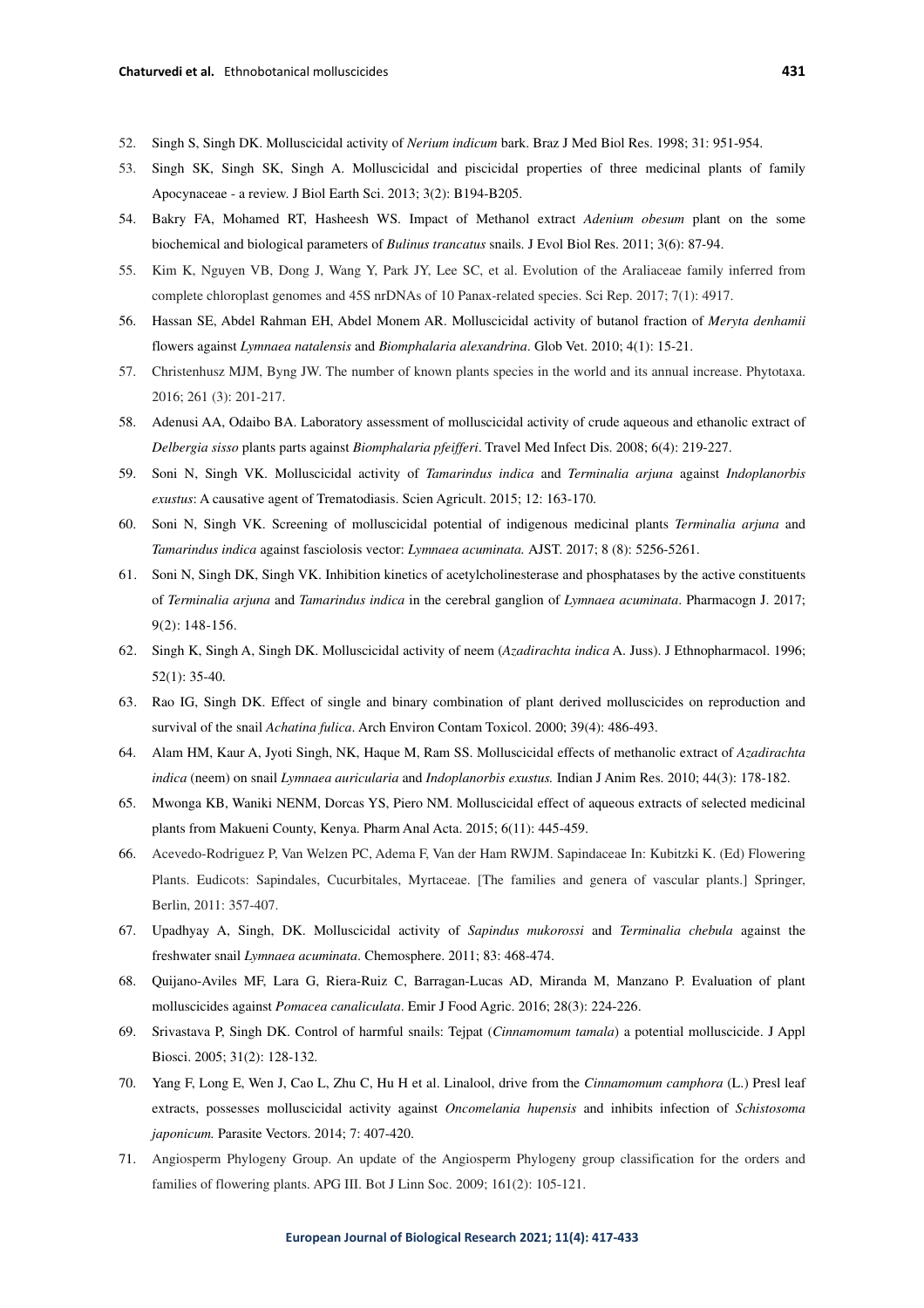52. Singh S, Singh DK. Molluscicidal activity of *Nerium indicum* bark. Braz J Med Biol Res. 1998; 31: 951-954.
53. Singh SK, Singh SK, Singh A. Molluscicidal and piscicidal properties of three medicinal plants of family Apocynaceae - a review. J Biol Earth Sci. 2013; 3(2): B194-B205.
54. Bakry FA, Mohamed RT, Hasheesh WS. Impact of Methanol extract *Adenium obesum* plant on the some biochemical and biological parameters of *Bulinus trancatus* snails. J Evol Biol Res. 2011; 3(6): 87-94.
55. Kim K, Nguyen VB, Dong J, Wang Y, Park JY, Lee SC, et al. Evolution of the Araliaceae family inferred from complete chloroplast genomes and 45S nrDNAs of 10 Panax-related species. Sci Rep. 2017; 7(1): 4917.
56. Hassan SE, Abdel Rahman EH, Abdel Monem AR. Molluscicidal activity of butanol fraction of *Meryta denhamii* flowers against *Lymnaea natalensis* and *Biomphalaria alexandrina*. Glob Vet. 2010; 4(1): 15-21.
57. Christenhusz MJM, Byng JW. The number of known plants species in the world and its annual increase. Phytotaxa. 2016; 261 (3): 201-217.
58. Adenusi AA, Odaibo BA. Laboratory assessment of molluscicidal activity of crude aqueous and ethanolic extract of *Delbergia sisso* plants parts against *Biomphalaria pfeifferi*. Travel Med Infect Dis. 2008; 6(4): 219-227.
59. Soni N, Singh VK. Molluscicidal activity of *Tamarindus indica* and *Terminalia arjuna* against *Indoplanorbis exustus*: A causative agent of Trematodiasis. Scien Agricult. 2015; 12: 163-170.
60. Soni N, Singh VK. Screening of molluscicidal potential of indigenous medicinal plants *Terminalia arjuna* and *Tamarindus indica* against fasciolosis vector: *Lymnaea acuminata.* AJST. 2017; 8 (8): 5256-5261.
61. Soni N, Singh DK, Singh VK. Inhibition kinetics of acetylcholinesterase and phosphatases by the active constituents of *Terminalia arjuna* and *Tamarindus indica* in the cerebral ganglion of *Lymnaea acuminata*. Pharmacogn J. 2017; 9(2): 148-156.
62. Singh K, Singh A, Singh DK. Molluscicidal activity of neem (*Azadirachta indica* A. Juss). J Ethnopharmacol. 1996; 52(1): 35-40.
63. Rao IG, Singh DK. Effect of single and binary combination of plant derived molluscicides on reproduction and survival of the snail *Achatina fulica*. Arch Environ Contam Toxicol. 2000; 39(4): 486-493.
64. Alam HM, Kaur A, Jyoti Singh, NK, Haque M, Ram SS. Molluscicidal effects of methanolic extract of *Azadirachta indica* (neem) on snail *Lymnaea auricularia* and *Indoplanorbis exustus.* Indian J Anim Res. 2010; 44(3): 178-182.
65. Mwonga KB, Waniki NENM, Dorcas YS, Piero NM. Molluscicidal effect of aqueous extracts of selected medicinal plants from Makueni County, Kenya. Pharm Anal Acta. 2015; 6(11): 445-459.
66. Acevedo-Rodriguez P, Van Welzen PC, Adema F, Van der Ham RWJM. Sapindaceae In: Kubitzki K. (Ed) Flowering Plants. Eudicots: Sapindales, Cucurbitales, Myrtaceae. [The families and genera of vascular plants.] Springer, Berlin, 2011: 357-407.
67. Upadhyay A, Singh, DK. Molluscicidal activity of *Sapindus mukorossi* and *Terminalia chebula* against the freshwater snail *Lymnaea acuminata*. Chemosphere. 2011; 83: 468-474.
68. Quijano-Aviles MF, Lara G, Riera-Ruiz C, Barragan-Lucas AD, Miranda M, Manzano P. Evaluation of plant molluscicides against *Pomacea canaliculata*. Emir J Food Agric. 2016; 28(3): 224-226.
69. Srivastava P, Singh DK. Control of harmful snails: Tejpat (*Cinnamomum tamala*) a potential molluscicide. J Appl Biosci. 2005; 31(2): 128-132.
70. Yang F, Long E, Wen J, Cao L, Zhu C, Hu H et al. Linalool, drive from the *Cinnamomum camphora* (L.) Presl leaf extracts, possesses molluscicidal activity against *Oncomelania hupensis* and inhibits infection of *Schistosoma japonicum.* Parasite Vectors. 2014; 7: 407-420.
71. Angiosperm Phylogeny Group. An update of the Angiosperm Phylogeny group classification for the orders and families of flowering plants. APG III. Bot J Linn Soc. 2009; 161(2): 105-121.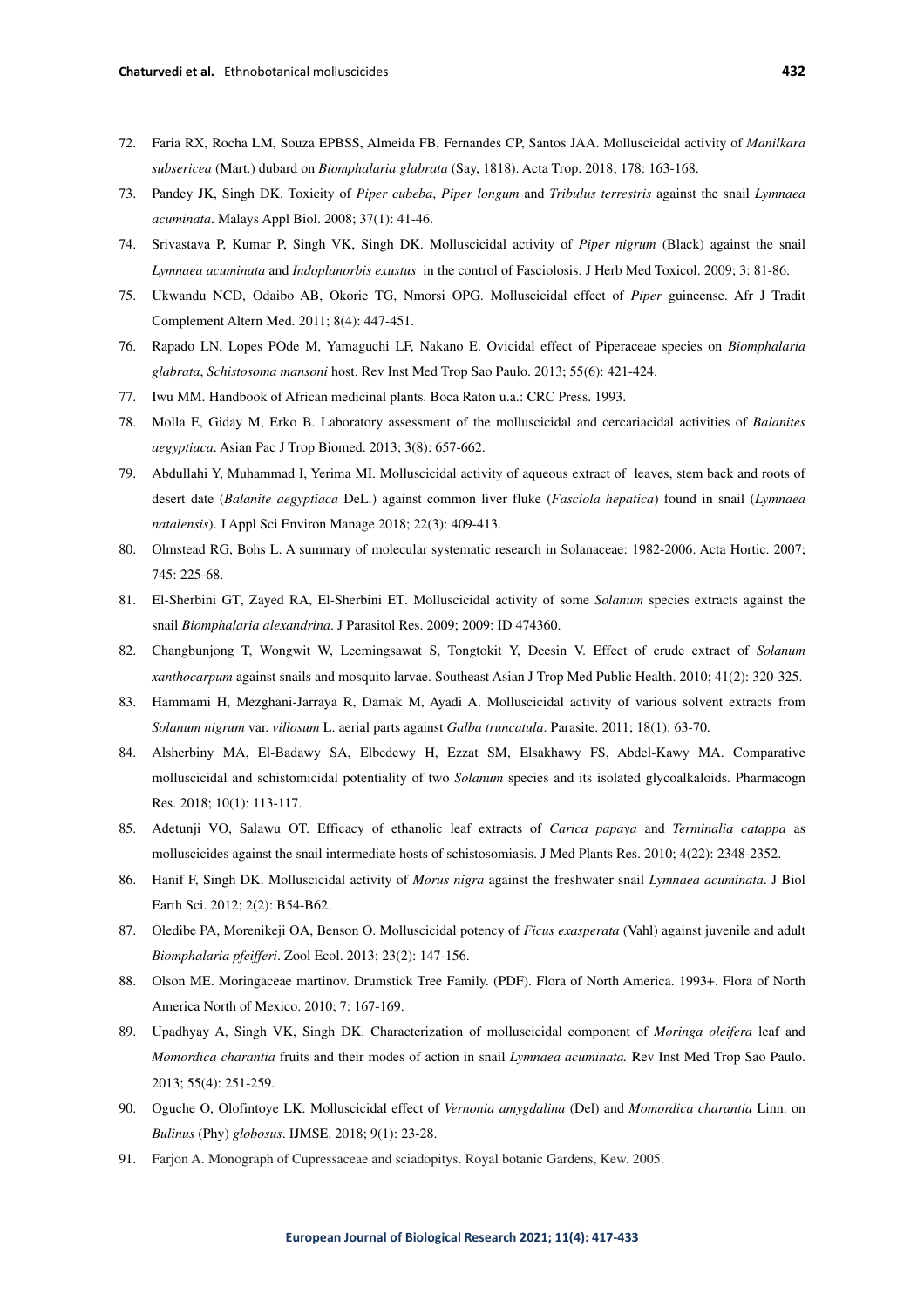72. Faria RX, Rocha LM, Souza EPBSS, Almeida FB, Fernandes CP, Santos JAA. Molluscicidal activity of *Manilkara subsericea* (Mart.) dubard on *Biomphalaria glabrata* (Say, 1818). Acta Trop. 2018; 178: 163-168.
73. Pandey JK, Singh DK. Toxicity of *Piper cubeba*, *Piper longum* and *Tribulus terrestris* against the snail *Lymnaea acuminata*. Malays Appl Biol. 2008; 37(1): 41-46.
74. Srivastava P, Kumar P, Singh VK, Singh DK. Molluscicidal activity of *Piper nigrum* (Black) against the snail *Lymnaea acuminata* and *Indoplanorbis exustus* in the control of Fasciolosis. J Herb Med Toxicol. 2009; 3: 81-86.
75. Ukwandu NCD, Odaibo AB, Okorie TG, Nmorsi OPG. Molluscicidal effect of *Piper* guineense. Afr J Tradit Complement Altern Med. 2011; 8(4): 447-451.
76. Rapado LN, Lopes POde M, Yamaguchi LF, Nakano E. Ovicidal effect of Piperaceae species on *Biomphalaria glabrata*, *Schistosoma mansoni* host. Rev Inst Med Trop Sao Paulo. 2013; 55(6): 421-424.
77. Iwu MM. Handbook of African medicinal plants. Boca Raton u.a.: CRC Press. 1993.
78. Molla E, Giday M, Erko B. Laboratory assessment of the molluscicidal and cercariacidal activities of *Balanites aegyptiaca*. Asian Pac J Trop Biomed. 2013; 3(8): 657-662.
79. Abdullahi Y, Muhammad I, Yerima MI. Molluscicidal activity of aqueous extract of leaves, stem back and roots of desert date (*Balanite aegyptiaca* DeL.) against common liver fluke (*Fasciola hepatica*) found in snail (*Lymnaea natalensis*). J Appl Sci Environ Manage 2018; 22(3): 409-413.
80. Olmstead RG, Bohs L. A summary of molecular systematic research in Solanaceae: 1982-2006. Acta Hortic. 2007; 745: 225-68.
81. El-Sherbini GT, Zayed RA, El-Sherbini ET. Molluscicidal activity of some *Solanum* species extracts against the snail *Biomphalaria alexandrina*. J Parasitol Res. 2009; 2009: ID 474360.
82. Changbunjong T, Wongwit W, Leemingsawat S, Tongtokit Y, Deesin V. Effect of crude extract of *Solanum xanthocarpum* against snails and mosquito larvae. Southeast Asian J Trop Med Public Health. 2010; 41(2): 320-325.
83. Hammami H, Mezghani-Jarraya R, Damak M, Ayadi A. Molluscicidal activity of various solvent extracts from *Solanum nigrum* var. *villosum* L. aerial parts against *Galba truncatula*. Parasite. 2011; 18(1): 63-70.
84. Alsherbiny MA, El-Badawy SA, Elbedewy H, Ezzat SM, Elsakhawy FS, Abdel-Kawy MA. Comparative molluscicidal and schistomicidal potentiality of two *Solanum* species and its isolated glycoalkaloids. Pharmacogn Res. 2018; 10(1): 113-117.
85. Adetunji VO, Salawu OT. Efficacy of ethanolic leaf extracts of *Carica papaya* and *Terminalia catappa* as molluscicides against the snail intermediate hosts of schistosomiasis. J Med Plants Res. 2010; 4(22): 2348-2352.
86. Hanif F, Singh DK. Molluscicidal activity of *Morus nigra* against the freshwater snail *Lymnaea acuminata*. J Biol Earth Sci. 2012; 2(2): B54-B62.
87. Oledibe PA, Morenikeji OA, Benson O. Molluscicidal potency of *Ficus exasperata* (Vahl) against juvenile and adult *Biomphalaria pfeifferi*. Zool Ecol. 2013; 23(2): 147-156.
88. Olson ME. Moringaceae martinov. Drumstick Tree Family. (PDF). Flora of North America. 1993+. Flora of North America North of Mexico. 2010; 7: 167-169.
89. Upadhyay A, Singh VK, Singh DK. Characterization of molluscicidal component of *Moringa oleifera* leaf and *Momordica charantia* fruits and their modes of action in snail *Lymnaea acuminata.* Rev Inst Med Trop Sao Paulo. 2013; 55(4): 251-259.
90. Oguche O, Olofintoye LK. Molluscicidal effect of *Vernonia amygdalina* (Del) and *Momordica charantia* Linn. on *Bulinus* (Phy) *globosus*. IJMSE. 2018; 9(1): 23-28.
91. Farjon A. Monograph of Cupressaceae and sciadopitys. Royal botanic Gardens, Kew. 2005.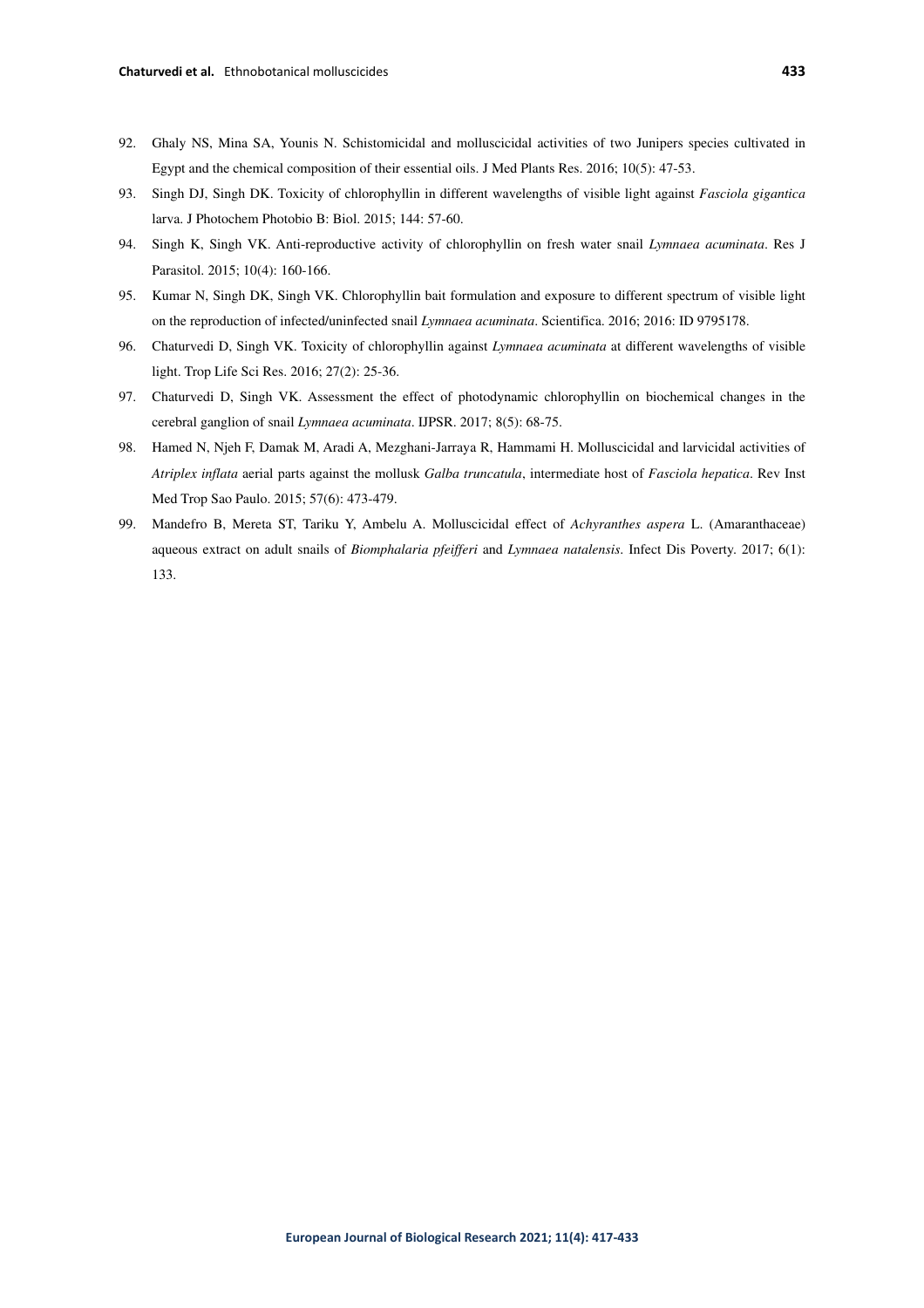92. Ghaly NS, Mina SA, Younis N. Schistomicidal and molluscicidal activities of two Junipers species cultivated in Egypt and the chemical composition of their essential oils. J Med Plants Res. 2016; 10(5): 47-53.
93. Singh DJ, Singh DK. Toxicity of chlorophyllin in different wavelengths of visible light against *Fasciola gigantica* larva. J Photochem Photobio B: Biol. 2015; 144: 57-60.
94. Singh K, Singh VK. Anti-reproductive activity of chlorophyllin on fresh water snail *Lymnaea acuminata*. Res J Parasitol. 2015; 10(4): 160-166.
95. Kumar N, Singh DK, Singh VK. Chlorophyllin bait formulation and exposure to different spectrum of visible light on the reproduction of infected/uninfected snail *Lymnaea acuminata*. Scientifica. 2016; 2016: ID 9795178.
96. Chaturvedi D, Singh VK. Toxicity of chlorophyllin against *Lymnaea acuminata* at different wavelengths of visible light. Trop Life Sci Res. 2016; 27(2): 25-36.
97. Chaturvedi D, Singh VK. Assessment the effect of photodynamic chlorophyllin on biochemical changes in the cerebral ganglion of snail *Lymnaea acuminata*. IJPSR. 2017; 8(5): 68-75.
98. Hamed N, Njeh F, Damak M, Aradi A, Mezghani-Jarraya R, Hammami H. Molluscicidal and larvicidal activities of *Atriplex inflata* aerial parts against the mollusk *Galba truncatula*, intermediate host of *Fasciola hepatica*. Rev Inst Med Trop Sao Paulo. 2015; 57(6): 473-479.
99. Mandefro B, Mereta ST, Tariku Y, Ambelu A. Molluscicidal effect of *Achyranthes aspera* L. (Amaranthaceae) aqueous extract on adult snails of *Biomphalaria pfeifferi* and *Lymnaea natalensis*. Infect Dis Poverty. 2017; 6(1): 133.